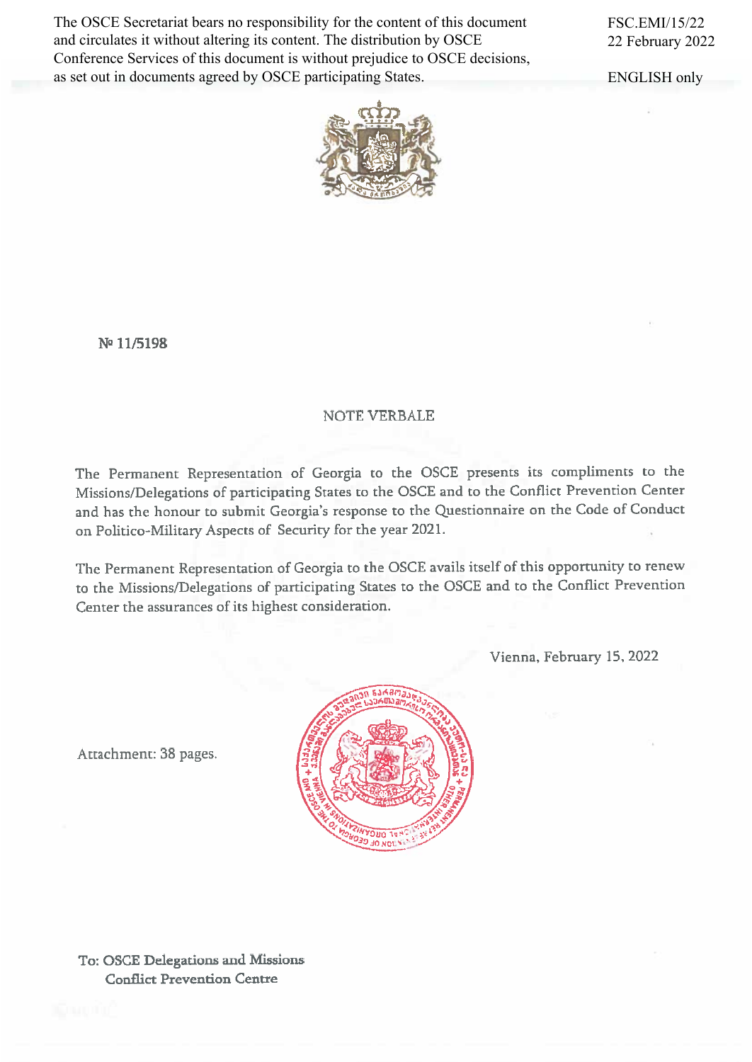The OSCE Secretariat bears no responsibility for the content of this document and circulates it without altering its content. The distribution by OSCE Conference Services of this document is without prejudice to OSCE decisions, as set out in documents agreed by OSCE participating States.

FSC.EMI/15/22
22 February 2022

ENGLISH only

№ 11/5198

NOTE VERBALE

The Permanent Representation of Georgia to the OSCE presents its compliments to the Missions/Delegations of participating States to the OSCE and to the Conflict Prevention Center and has the honour to submit Georgia's response to the Questionnaire on the Code of Conduct on Politico-Military Aspects of Security for the year 2021.

The Permanent Representation of Georgia to the OSCE avails itself of this opportunity to renew to the Missions/Delegations of participating States to the OSCE and to the Conflict Prevention Center the assurances of its highest consideration.

Vienna, February 15, 2022

Attachment: 38 pages.

To: OSCE Delegations and Missions
Conflict Prevention Centre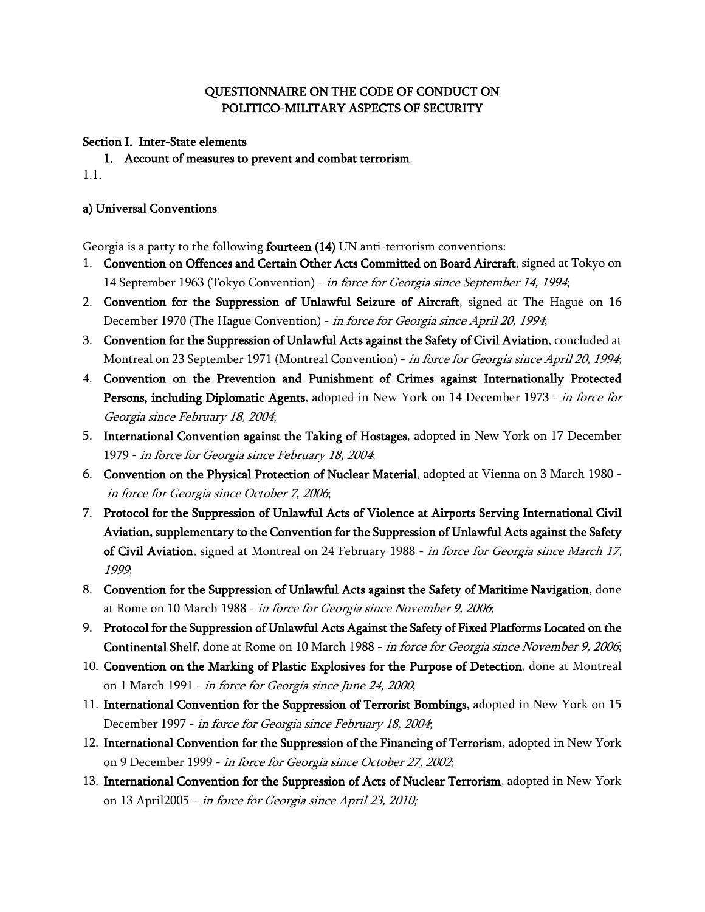# QUESTIONNAIRE ON THE CODE OF CONDUCT ON POLITICO-MILITARY ASPECTS OF SECURITY

## Section I. Inter-State elements

### 1. Account of measures to prevent and combat terrorism

1.1.

**a) Universal Conventions**

Georgia is a party to the following **fourteen (14)** UN anti-terrorism conventions:

1. **Convention on Offences and Certain Other Acts Committed on Board Aircraft**, signed at Tokyo on 14 September 1963 (Tokyo Convention) - *in force for Georgia since September 14, 1994*;
2. **Convention for the Suppression of Unlawful Seizure of Aircraft**, signed at The Hague on 16 December 1970 (The Hague Convention) - *in force for Georgia since April 20, 1994*;
3. **Convention for the Suppression of Unlawful Acts against the Safety of Civil Aviation**, concluded at Montreal on 23 September 1971 (Montreal Convention) - *in force for Georgia since April 20, 1994*;
4. **Convention on the Prevention and Punishment of Crimes against Internationally Protected Persons, including Diplomatic Agents**, adopted in New York on 14 December 1973 - *in force for Georgia since February 18, 2004*;
5. **International Convention against the Taking of Hostages**, adopted in New York on 17 December 1979 - *in force for Georgia since February 18, 2004*;
6. **Convention on the Physical Protection of Nuclear Material**, adopted at Vienna on 3 March 1980 - *in force for Georgia since October 7, 2006*;
7. **Protocol for the Suppression of Unlawful Acts of Violence at Airports Serving International Civil Aviation, supplementary to the Convention for the Suppression of Unlawful Acts against the Safety of Civil Aviation**, signed at Montreal on 24 February 1988 - *in force for Georgia since March 17, 1999*;
8. **Convention for the Suppression of Unlawful Acts against the Safety of Maritime Navigation**, done at Rome on 10 March 1988 - *in force for Georgia since November 9, 2006*;
9. **Protocol for the Suppression of Unlawful Acts Against the Safety of Fixed Platforms Located on the Continental Shelf**, done at Rome on 10 March 1988 - *in force for Georgia since November 9, 2006*;
10. **Convention on the Marking of Plastic Explosives for the Purpose of Detection**, done at Montreal on 1 March 1991 - *in force for Georgia since June 24, 2000*;
11. **International Convention for the Suppression of Terrorist Bombings**, adopted in New York on 15 December 1997 - *in force for Georgia since February 18, 2004*;
12. **International Convention for the Suppression of the Financing of Terrorism**, adopted in New York on 9 December 1999 - *in force for Georgia since October 27, 2002*;
13. **International Convention for the Suppression of Acts of Nuclear Terrorism**, adopted in New York on 13 April2005 – *in force for Georgia since April 23, 2010;*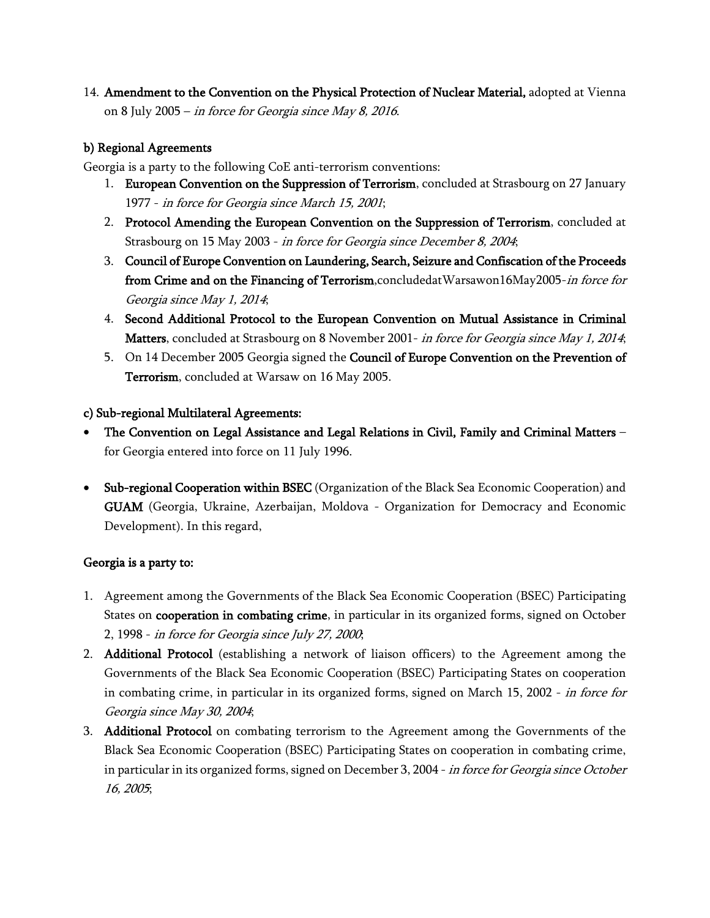14. **Amendment to the Convention on the Physical Protection of Nuclear Material,** adopted at Vienna on 8 July 2005 – *in force for Georgia since May 8, 2016*.

**b) Regional Agreements**

Georgia is a party to the following CoE anti-terrorism conventions:

1. **European Convention on the Suppression of Terrorism**, concluded at Strasbourg on 27 January 1977 - *in force for Georgia since March 15, 2001*;
2. **Protocol Amending the European Convention on the Suppression of Terrorism**, concluded at Strasbourg on 15 May 2003 - *in force for Georgia since December 8, 2004*;
3. **Council of Europe Convention on Laundering, Search, Seizure and Confiscation of the Proceeds from Crime and on the Financing of Terrorism**,concludedatWarsawon16May2005-*in force for Georgia since May 1, 2014*;
4. **Second Additional Protocol to the European Convention on Mutual Assistance in Criminal Matters**, concluded at Strasbourg on 8 November 2001- *in force for Georgia since May 1, 2014*;
5. On 14 December 2005 Georgia signed the **Council of Europe Convention on the Prevention of Terrorism**, concluded at Warsaw on 16 May 2005.

**c) Sub-regional Multilateral Agreements:**

- **The Convention on Legal Assistance and Legal Relations in Civil, Family and Criminal Matters** – for Georgia entered into force on 11 July 1996.

- **Sub-regional Cooperation within BSEC** (Organization of the Black Sea Economic Cooperation) and **GUAM** (Georgia, Ukraine, Azerbaijan, Moldova - Organization for Democracy and Economic Development). In this regard,

**Georgia is a party to:**

1. Agreement among the Governments of the Black Sea Economic Cooperation (BSEC) Participating States on **cooperation in combating crime**, in particular in its organized forms, signed on October 2, 1998 - *in force for Georgia since July 27, 2000*;
2. **Additional Protocol** (establishing a network of liaison officers) to the Agreement among the Governments of the Black Sea Economic Cooperation (BSEC) Participating States on cooperation in combating crime, in particular in its organized forms, signed on March 15, 2002 - *in force for Georgia since May 30, 2004*;
3. **Additional Protocol** on combating terrorism to the Agreement among the Governments of the Black Sea Economic Cooperation (BSEC) Participating States on cooperation in combating crime, in particular in its organized forms, signed on December 3, 2004 - *in force for Georgia since October 16, 2005*;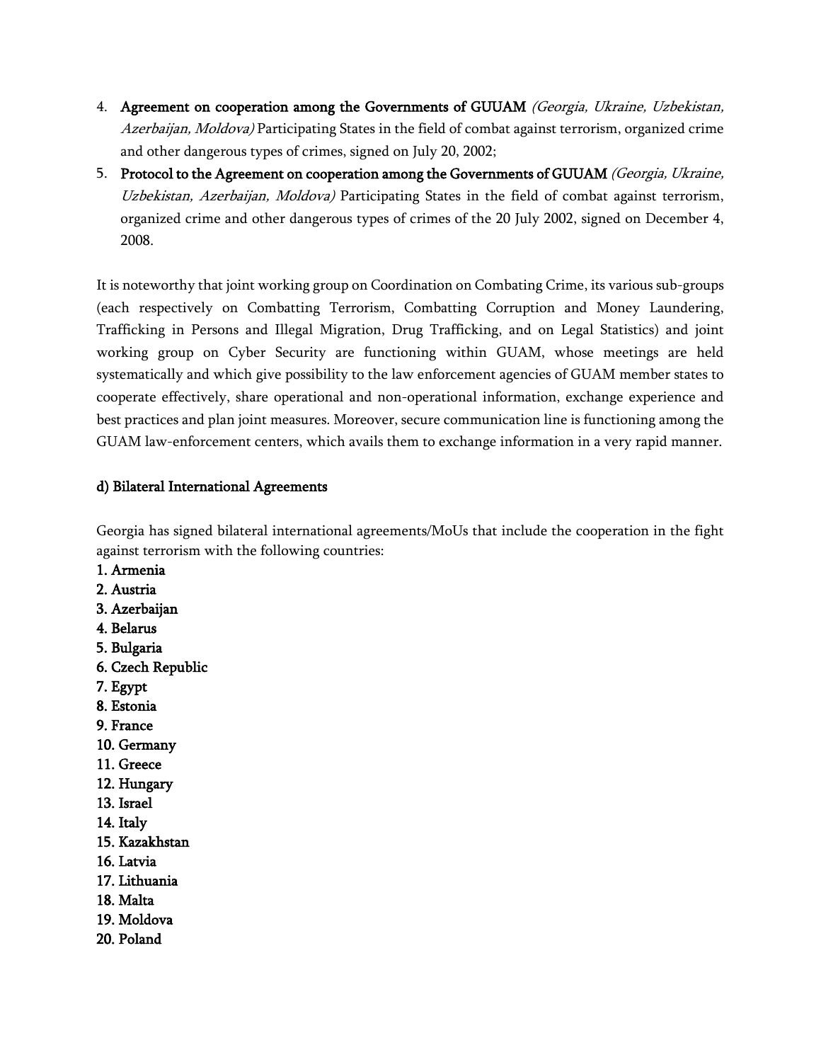4. **Agreement on cooperation among the Governments of GUUAM** *(Georgia, Ukraine, Uzbekistan, Azerbaijan, Moldova)* Participating States in the field of combat against terrorism, organized crime and other dangerous types of crimes, signed on July 20, 2002;
5. **Protocol to the Agreement on cooperation among the Governments of GUUAM** *(Georgia, Ukraine, Uzbekistan, Azerbaijan, Moldova)* Participating States in the field of combat against terrorism, organized crime and other dangerous types of crimes of the 20 July 2002, signed on December 4, 2008.

It is noteworthy that joint working group on Coordination on Combating Crime, its various sub-groups (each respectively on Combatting Terrorism, Combatting Corruption and Money Laundering, Trafficking in Persons and Illegal Migration, Drug Trafficking, and on Legal Statistics) and joint working group on Cyber Security are functioning within GUAM, whose meetings are held systematically and which give possibility to the law enforcement agencies of GUAM member states to cooperate effectively, share operational and non-operational information, exchange experience and best practices and plan joint measures. Moreover, secure communication line is functioning among the GUAM law-enforcement centers, which avails them to exchange information in a very rapid manner.

**d) Bilateral International Agreements**

Georgia has signed bilateral international agreements/MoUs that include the cooperation in the fight against terrorism with the following countries:

1. **Armenia**
2. **Austria**
3. **Azerbaijan**
4. **Belarus**
5. **Bulgaria**
6. **Czech Republic**
7. **Egypt**
8. **Estonia**
9. **France**
10. **Germany**
11. **Greece**
12. **Hungary**
13. **Israel**
14. **Italy**
15. **Kazakhstan**
16. **Latvia**
17. **Lithuania**
18. **Malta**
19. **Moldova**
20. **Poland**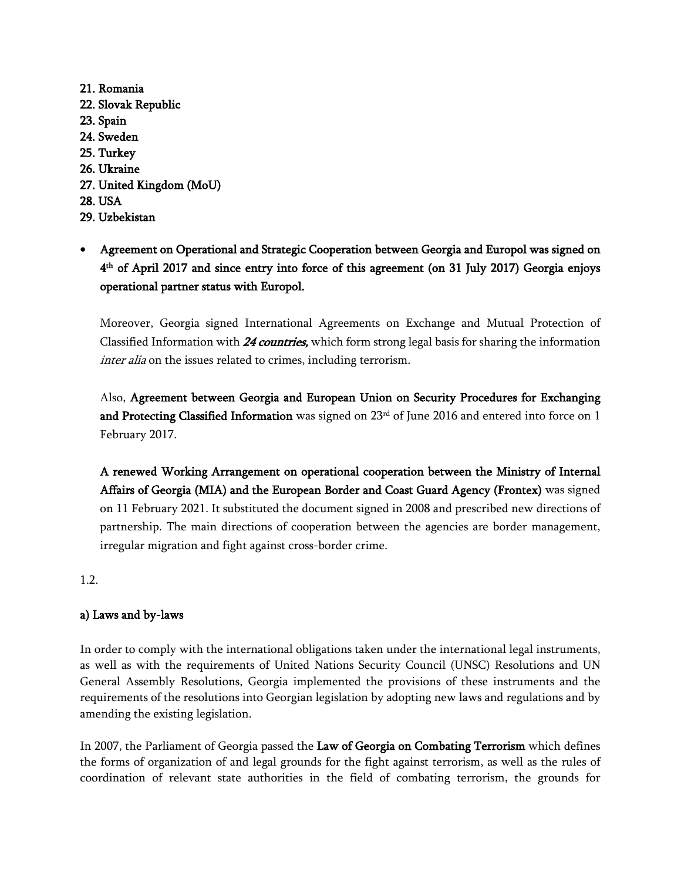**21. Romania**
**22. Slovak Republic**
**23. Spain**
**24. Sweden**
**25. Turkey**
**26. Ukraine**
**27. United Kingdom (MoU)**
**28. USA**
**29. Uzbekistan**

- **Agreement on Operational and Strategic Cooperation between Georgia and Europol was signed on 4th of April 2017 and since entry into force of this agreement (on 31 July 2017) Georgia enjoys operational partner status with Europol.**

  Moreover, Georgia signed International Agreements on Exchange and Mutual Protection of Classified Information with ***24 countries,*** which form strong legal basis for sharing the information *inter alia* on the issues related to crimes, including terrorism.

  Also, **Agreement between Georgia and European Union on Security Procedures for Exchanging and Protecting Classified Information** was signed on 23rd of June 2016 and entered into force on 1 February 2017.

  **A renewed Working Arrangement on operational cooperation between the Ministry of Internal Affairs of Georgia (MIA) and the European Border and Coast Guard Agency (Frontex)** was signed on 11 February 2021. It substituted the document signed in 2008 and prescribed new directions of partnership. The main directions of cooperation between the agencies are border management, irregular migration and fight against cross-border crime.

1.2.

**a) Laws and by-laws**

In order to comply with the international obligations taken under the international legal instruments, as well as with the requirements of United Nations Security Council (UNSC) Resolutions and UN General Assembly Resolutions, Georgia implemented the provisions of these instruments and the requirements of the resolutions into Georgian legislation by adopting new laws and regulations and by amending the existing legislation.

In 2007, the Parliament of Georgia passed the **Law of Georgia on Combating Terrorism** which defines the forms of organization of and legal grounds for the fight against terrorism, as well as the rules of coordination of relevant state authorities in the field of combating terrorism, the grounds for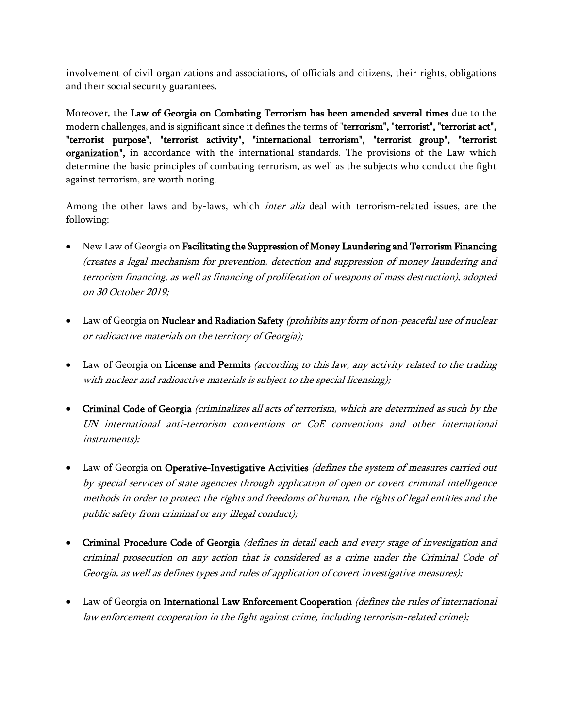involvement of civil organizations and associations, of officials and citizens, their rights, obligations and their social security guarantees.

Moreover, the **Law of Georgia on Combating Terrorism has been amended several times** due to the modern challenges, and is significant since it defines the terms of "**terrorism**", "**terrorist**", "**terrorist act**", "**terrorist purpose**", "**terrorist activity**", "**international terrorism**", "**terrorist group**", "**terrorist organization**", in accordance with the international standards. The provisions of the Law which determine the basic principles of combating terrorism, as well as the subjects who conduct the fight against terrorism, are worth noting.

Among the other laws and by-laws, which *inter alia* deal with terrorism-related issues, are the following:

- New Law of Georgia on **Facilitating the Suppression of Money Laundering and Terrorism Financing** *(creates a legal mechanism for prevention, detection and suppression of money laundering and terrorism financing, as well as financing of proliferation of weapons of mass destruction), adopted on 30 October 2019;*

- Law of Georgia on **Nuclear and Radiation Safety** *(prohibits any form of non-peaceful use of nuclear or radioactive materials on the territory of Georgia);*

- Law of Georgia on **License and Permits** *(according to this law, any activity related to the trading with nuclear and radioactive materials is subject to the special licensing);*

- **Criminal Code of Georgia** *(criminalizes all acts of terrorism, which are determined as such by the UN international anti-terrorism conventions or CoE conventions and other international instruments);*

- Law of Georgia on **Operative-Investigative Activities** *(defines the system of measures carried out by special services of state agencies through application of open or covert criminal intelligence methods in order to protect the rights and freedoms of human, the rights of legal entities and the public safety from criminal or any illegal conduct);*

- **Criminal Procedure Code of Georgia** *(defines in detail each and every stage of investigation and criminal prosecution on any action that is considered as a crime under the Criminal Code of Georgia, as well as defines types and rules of application of covert investigative measures);*

- Law of Georgia on **International Law Enforcement Cooperation** *(defines the rules of international law enforcement cooperation in the fight against crime, including terrorism-related crime);*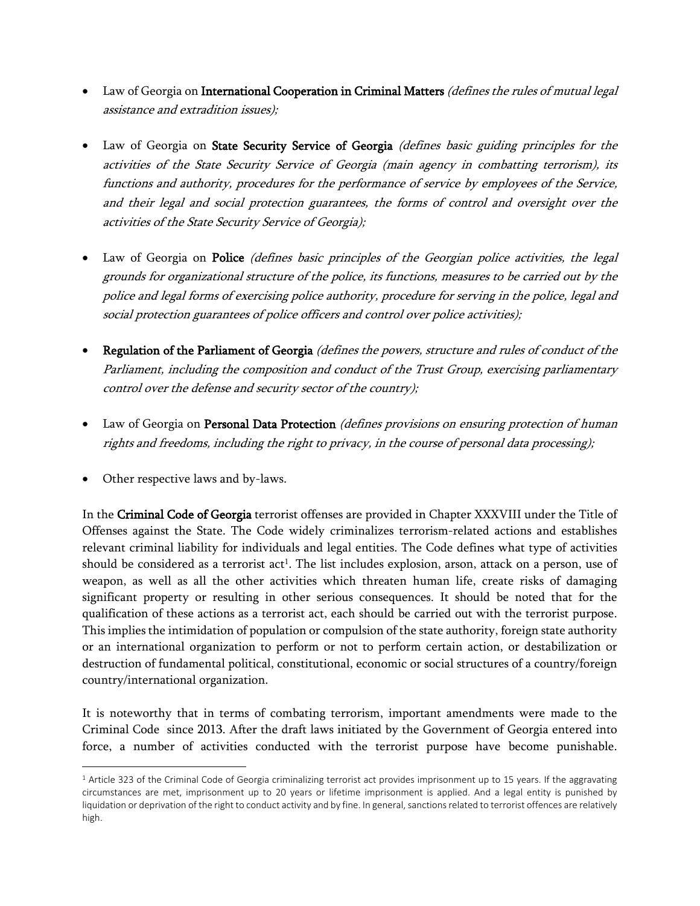- Law of Georgia on **International Cooperation in Criminal Matters** *(defines the rules of mutual legal assistance and extradition issues);*

- Law of Georgia on **State Security Service of Georgia** *(defines basic guiding principles for the activities of the State Security Service of Georgia (main agency in combatting terrorism), its functions and authority, procedures for the performance of service by employees of the Service, and their legal and social protection guarantees, the forms of control and oversight over the activities of the State Security Service of Georgia);*

- Law of Georgia on **Police** *(defines basic principles of the Georgian police activities, the legal grounds for organizational structure of the police, its functions, measures to be carried out by the police and legal forms of exercising police authority, procedure for serving in the police, legal and social protection guarantees of police officers and control over police activities);*

- **Regulation of the Parliament of Georgia** *(defines the powers, structure and rules of conduct of the Parliament, including the composition and conduct of the Trust Group, exercising parliamentary control over the defense and security sector of the country);*

- Law of Georgia on **Personal Data Protection** *(defines provisions on ensuring protection of human rights and freedoms, including the right to privacy, in the course of personal data processing);*

- Other respective laws and by-laws.

In the **Criminal Code of Georgia** terrorist offenses are provided in Chapter XXXVIII under the Title of Offenses against the State. The Code widely criminalizes terrorism-related actions and establishes relevant criminal liability for individuals and legal entities. The Code defines what type of activities should be considered as a terrorist act[1]. The list includes explosion, arson, attack on a person, use of weapon, as well as all the other activities which threaten human life, create risks of damaging significant property or resulting in other serious consequences. It should be noted that for the qualification of these actions as a terrorist act, each should be carried out with the terrorist purpose. This implies the intimidation of population or compulsion of the state authority, foreign state authority or an international organization to perform or not to perform certain action, or destabilization or destruction of fundamental political, constitutional, economic or social structures of a country/foreign country/international organization.

It is noteworthy that in terms of combating terrorism, important amendments were made to the Criminal Code since 2013. After the draft laws initiated by the Government of Georgia entered into force, a number of activities conducted with the terrorist purpose have become punishable.

[1] Article 323 of the Criminal Code of Georgia criminalizing terrorist act provides imprisonment up to 15 years. If the aggravating circumstances are met, imprisonment up to 20 years or lifetime imprisonment is applied. And a legal entity is punished by liquidation or deprivation of the right to conduct activity and by fine. In general, sanctions related to terrorist offences are relatively high.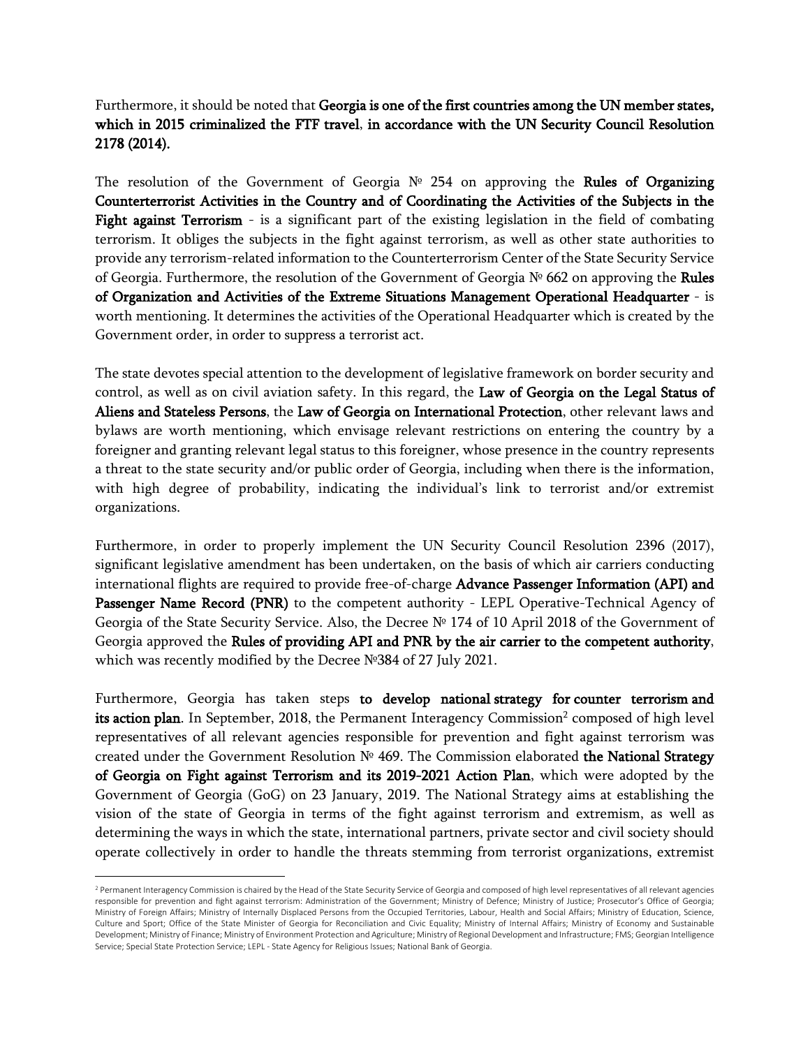Furthermore, it should be noted that **Georgia is one of the first countries among the UN member states, which in 2015 criminalized the FTF travel**, **in accordance with the UN Security Council Resolution 2178 (2014).**

The resolution of the Government of Georgia № 254 on approving the **Rules of Organizing Counterterrorist Activities in the Country and of Coordinating the Activities of the Subjects in the Fight against Terrorism** - is a significant part of the existing legislation in the field of combating terrorism. It obliges the subjects in the fight against terrorism, as well as other state authorities to provide any terrorism-related information to the Counterterrorism Center of the State Security Service of Georgia. Furthermore, the resolution of the Government of Georgia № 662 on approving the **Rules of Organization and Activities of the Extreme Situations Management Operational Headquarter** - is worth mentioning. It determines the activities of the Operational Headquarter which is created by the Government order, in order to suppress a terrorist act.

The state devotes special attention to the development of legislative framework on border security and control, as well as on civil aviation safety. In this regard, the **Law of Georgia on the Legal Status of Aliens and Stateless Persons**, the **Law of Georgia on International Protection**, other relevant laws and bylaws are worth mentioning, which envisage relevant restrictions on entering the country by a foreigner and granting relevant legal status to this foreigner, whose presence in the country represents a threat to the state security and/or public order of Georgia, including when there is the information, with high degree of probability, indicating the individual's link to terrorist and/or extremist organizations.

Furthermore, in order to properly implement the UN Security Council Resolution 2396 (2017), significant legislative amendment has been undertaken, on the basis of which air carriers conducting international flights are required to provide free-of-charge **Advance Passenger Information (API) and Passenger Name Record (PNR)** to the competent authority - LEPL Operative-Technical Agency of Georgia of the State Security Service. Also, the Decree № 174 of 10 April 2018 of the Government of Georgia approved the **Rules of providing API and PNR by the air carrier to the competent authority**, which was recently modified by the Decree №384 of 27 July 2021.

Furthermore, Georgia has taken steps **to develop national strategy for counter terrorism and its action plan**. In September, 2018, the Permanent Interagency Commission[2] composed of high level representatives of all relevant agencies responsible for prevention and fight against terrorism was created under the Government Resolution № 469. The Commission elaborated **the National Strategy of Georgia on Fight against Terrorism and its 2019-2021 Action Plan**, which were adopted by the Government of Georgia (GoG) on 23 January, 2019. The National Strategy aims at establishing the vision of the state of Georgia in terms of the fight against terrorism and extremism, as well as determining the ways in which the state, international partners, private sector and civil society should operate collectively in order to handle the threats stemming from terrorist organizations, extremist

---

[2] Permanent Interagency Commission is chaired by the Head of the State Security Service of Georgia and composed of high level representatives of all relevant agencies responsible for prevention and fight against terrorism: Administration of the Government; Ministry of Defence; Ministry of Justice; Prosecutor's Office of Georgia; Ministry of Foreign Affairs; Ministry of Internally Displaced Persons from the Occupied Territories, Labour, Health and Social Affairs; Ministry of Education, Science, Culture and Sport; Office of the State Minister of Georgia for Reconciliation and Civic Equality; Ministry of Internal Affairs; Ministry of Economy and Sustainable Development; Ministry of Finance; Ministry of Environment Protection and Agriculture; Ministry of Regional Development and Infrastructure; FMS; Georgian Intelligence Service; Special State Protection Service; LEPL - State Agency for Religious Issues; National Bank of Georgia.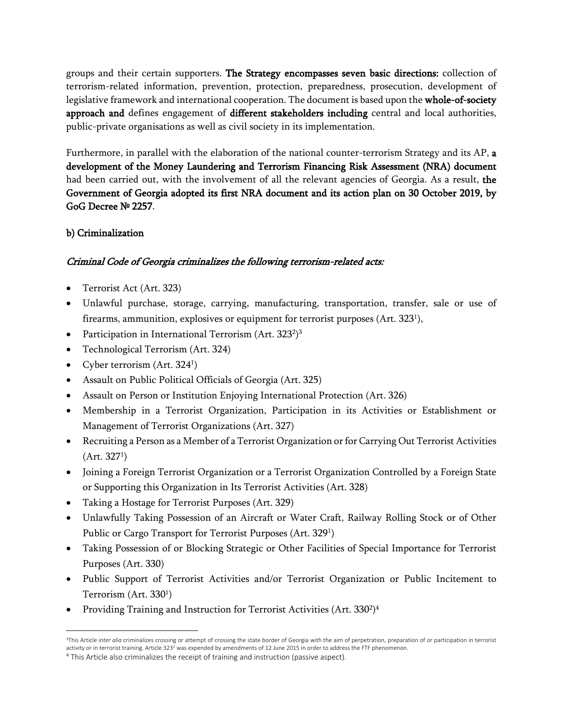groups and their certain supporters. **The Strategy encompasses seven basic directions:** collection of terrorism-related information, prevention, protection, preparedness, prosecution, development of legislative framework and international cooperation. The document is based upon the **whole-of-society approach and** defines engagement of **different stakeholders including** central and local authorities, public-private organisations as well as civil society in its implementation.

Furthermore, in parallel with the elaboration of the national counter-terrorism Strategy and its AP, **a development of the Money Laundering and Terrorism Financing Risk Assessment (NRA) document** had been carried out, with the involvement of all the relevant agencies of Georgia. As a result, **the Government of Georgia adopted its first NRA document and its action plan on 30 October 2019, by GoG Decree № 2257**.

**b) Criminalization**

***Criminal Code of Georgia criminalizes the following terrorism-related acts:***

- Terrorist Act (Art. 323)
- Unlawful purchase, storage, carrying, manufacturing, transportation, transfer, sale or use of firearms, ammunition, explosives or equipment for terrorist purposes (Art. 323$^1$),
- Participation in International Terrorism (Art. 323$^2$)[3]
- Technological Terrorism (Art. 324)
- Cyber terrorism (Art. 324$^1$)
- Assault on Public Political Officials of Georgia (Art. 325)
- Assault on Person or Institution Enjoying International Protection (Art. 326)
- Membership in a Terrorist Organization, Participation in its Activities or Establishment or Management of Terrorist Organizations (Art. 327)
- Recruiting a Person as a Member of a Terrorist Organization or for Carrying Out Terrorist Activities (Art. 327$^1$)
- Joining a Foreign Terrorist Organization or a Terrorist Organization Controlled by a Foreign State or Supporting this Organization in Its Terrorist Activities (Art. 328)
- Taking a Hostage for Terrorist Purposes (Art. 329)
- Unlawfully Taking Possession of an Aircraft or Water Craft, Railway Rolling Stock or of Other Public or Cargo Transport for Terrorist Purposes (Art. 329$^1$)
- Taking Possession of or Blocking Strategic or Other Facilities of Special Importance for Terrorist Purposes (Art. 330)
- Public Support of Terrorist Activities and/or Terrorist Organization or Public Incitement to Terrorism (Art. 330$^1$)
- Providing Training and Instruction for Terrorist Activities (Art. 330$^2$)[4]

---

[3] This Article *inter alia* criminalizes crossing or attempt of crossing the state border of Georgia with the aim of perpetration, preparation of or participation in terrorist activity or in terrorist training. Article 323$^2$ was expended by amendments of 12 June 2015 in order to address the FTF phenomenon.

[4] This Article also criminalizes the receipt of training and instruction (passive aspect).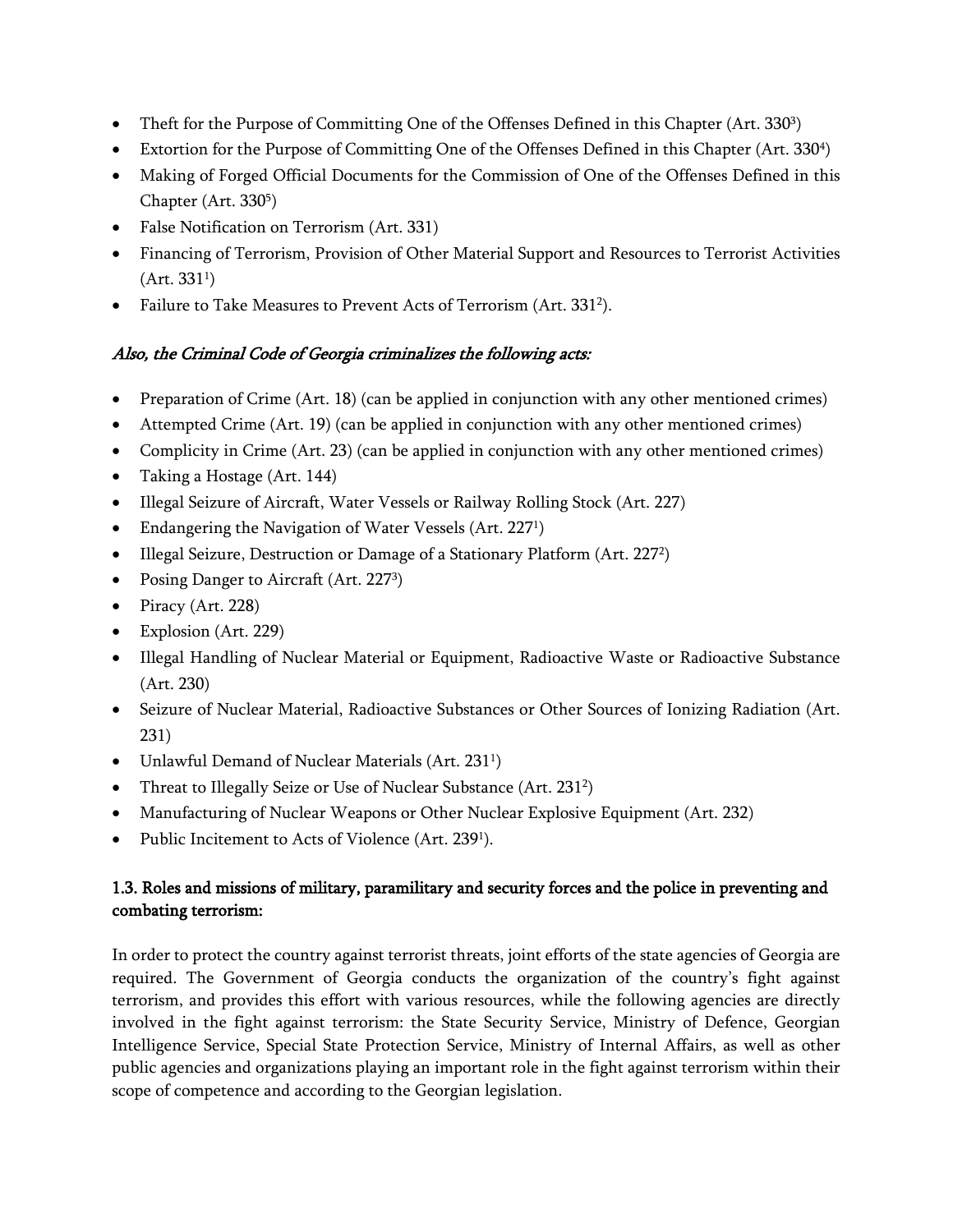- Theft for the Purpose of Committing One of the Offenses Defined in this Chapter (Art. $330^{3}$)
- Extortion for the Purpose of Committing One of the Offenses Defined in this Chapter (Art. $330^{4}$)
- Making of Forged Official Documents for the Commission of One of the Offenses Defined in this Chapter (Art. $330^{5}$)
- False Notification on Terrorism (Art. 331)
- Financing of Terrorism, Provision of Other Material Support and Resources to Terrorist Activities (Art. $331^{1}$)
- Failure to Take Measures to Prevent Acts of Terrorism (Art. $331^{2}$).

*Also, the Criminal Code of Georgia criminalizes the following acts:*

- Preparation of Crime (Art. 18) (can be applied in conjunction with any other mentioned crimes)
- Attempted Crime (Art. 19) (can be applied in conjunction with any other mentioned crimes)
- Complicity in Crime (Art. 23) (can be applied in conjunction with any other mentioned crimes)
- Taking a Hostage (Art. 144)
- Illegal Seizure of Aircraft, Water Vessels or Railway Rolling Stock (Art. 227)
- Endangering the Navigation of Water Vessels (Art. $227^{1}$)
- Illegal Seizure, Destruction or Damage of a Stationary Platform (Art. $227^{2}$)
- Posing Danger to Aircraft (Art. $227^{3}$)
- Piracy (Art. 228)
- Explosion (Art. 229)
- Illegal Handling of Nuclear Material or Equipment, Radioactive Waste or Radioactive Substance (Art. 230)
- Seizure of Nuclear Material, Radioactive Substances or Other Sources of Ionizing Radiation (Art. 231)
- Unlawful Demand of Nuclear Materials (Art. $231^{1}$)
- Threat to Illegally Seize or Use of Nuclear Substance (Art. $231^{2}$)
- Manufacturing of Nuclear Weapons or Other Nuclear Explosive Equipment (Art. 232)
- Public Incitement to Acts of Violence (Art. $239^{1}$).

### 1.3. Roles and missions of military, paramilitary and security forces and the police in preventing and combating terrorism:

In order to protect the country against terrorist threats, joint efforts of the state agencies of Georgia are required. The Government of Georgia conducts the organization of the country's fight against terrorism, and provides this effort with various resources, while the following agencies are directly involved in the fight against terrorism: the State Security Service, Ministry of Defence, Georgian Intelligence Service, Special State Protection Service, Ministry of Internal Affairs, as well as other public agencies and organizations playing an important role in the fight against terrorism within their scope of competence and according to the Georgian legislation.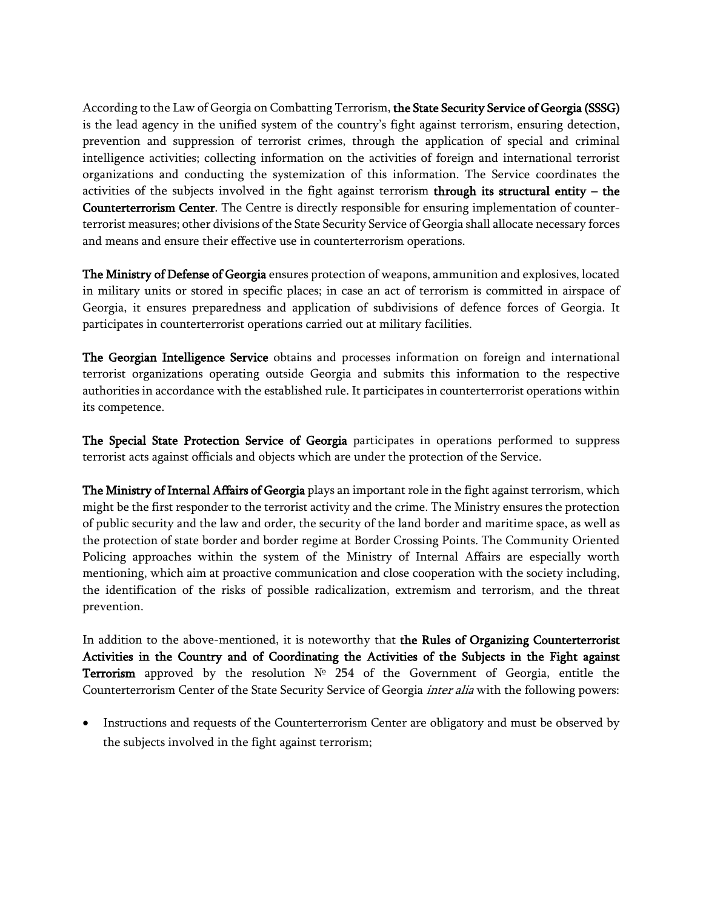According to the Law of Georgia on Combatting Terrorism, **the State Security Service of Georgia (SSSG)** is the lead agency in the unified system of the country's fight against terrorism, ensuring detection, prevention and suppression of terrorist crimes, through the application of special and criminal intelligence activities; collecting information on the activities of foreign and international terrorist organizations and conducting the systemization of this information. The Service coordinates the activities of the subjects involved in the fight against terrorism **through its structural entity – the Counterterrorism Center**. The Centre is directly responsible for ensuring implementation of counter-terrorist measures; other divisions of the State Security Service of Georgia shall allocate necessary forces and means and ensure their effective use in counterterrorism operations.

**The Ministry of Defense of Georgia** ensures protection of weapons, ammunition and explosives, located in military units or stored in specific places; in case an act of terrorism is committed in airspace of Georgia, it ensures preparedness and application of subdivisions of defence forces of Georgia. It participates in counterterrorist operations carried out at military facilities.

**The Georgian Intelligence Service** obtains and processes information on foreign and international terrorist organizations operating outside Georgia and submits this information to the respective authorities in accordance with the established rule. It participates in counterterrorist operations within its competence.

**The Special State Protection Service of Georgia** participates in operations performed to suppress terrorist acts against officials and objects which are under the protection of the Service.

**The Ministry of Internal Affairs of Georgia** plays an important role in the fight against terrorism, which might be the first responder to the terrorist activity and the crime. The Ministry ensures the protection of public security and the law and order, the security of the land border and maritime space, as well as the protection of state border and border regime at Border Crossing Points. The Community Oriented Policing approaches within the system of the Ministry of Internal Affairs are especially worth mentioning, which aim at proactive communication and close cooperation with the society including, the identification of the risks of possible radicalization, extremism and terrorism, and the threat prevention.

In addition to the above-mentioned, it is noteworthy that **the Rules of Organizing Counterterrorist Activities in the Country and of Coordinating the Activities of the Subjects in the Fight against Terrorism** approved by the resolution № 254 of the Government of Georgia, entitle the Counterterrorism Center of the State Security Service of Georgia *inter alia* with the following powers:

- Instructions and requests of the Counterterrorism Center are obligatory and must be observed by the subjects involved in the fight against terrorism;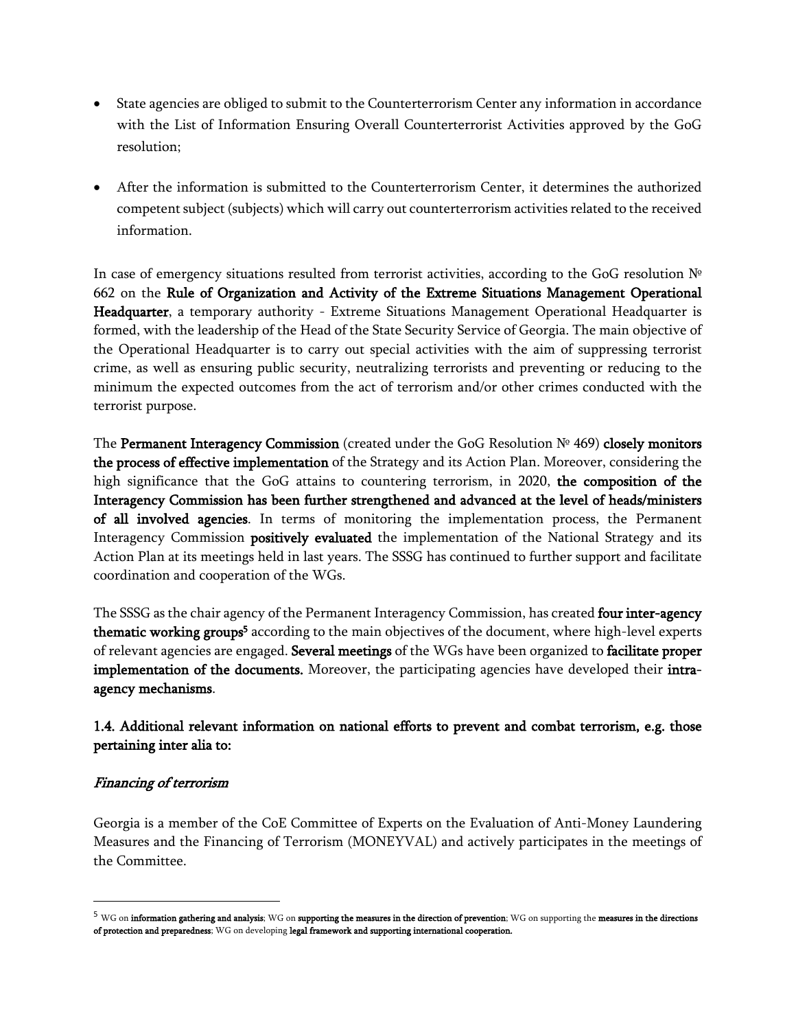- State agencies are obliged to submit to the Counterterrorism Center any information in accordance with the List of Information Ensuring Overall Counterterrorist Activities approved by the GoG resolution;

- After the information is submitted to the Counterterrorism Center, it determines the authorized competent subject (subjects) which will carry out counterterrorism activities related to the received information.

In case of emergency situations resulted from terrorist activities, according to the GoG resolution № 662 on the **Rule of Organization and Activity of the Extreme Situations Management Operational Headquarter**, a temporary authority - Extreme Situations Management Operational Headquarter is formed, with the leadership of the Head of the State Security Service of Georgia. The main objective of the Operational Headquarter is to carry out special activities with the aim of suppressing terrorist crime, as well as ensuring public security, neutralizing terrorists and preventing or reducing to the minimum the expected outcomes from the act of terrorism and/or other crimes conducted with the terrorist purpose.

The **Permanent Interagency Commission** (created under the GoG Resolution № 469) **closely monitors the process of effective implementation** of the Strategy and its Action Plan. Moreover, considering the high significance that the GoG attains to countering terrorism, in 2020, **the composition of the Interagency Commission has been further strengthened and advanced at the level of heads/ministers of all involved agencies**. In terms of monitoring the implementation process, the Permanent Interagency Commission **positively evaluated** the implementation of the National Strategy and its Action Plan at its meetings held in last years. The SSSG has continued to further support and facilitate coordination and cooperation of the WGs.

The SSSG as the chair agency of the Permanent Interagency Commission, has created **four inter-agency thematic working groups**[5] according to the main objectives of the document, where high-level experts of relevant agencies are engaged. **Several meetings** of the WGs have been organized to **facilitate proper implementation of the documents.** Moreover, the participating agencies have developed their **intra-agency mechanisms**.

### 1.4. Additional relevant information on national efforts to prevent and combat terrorism, e.g. those pertaining inter alia to:

*Financing of terrorism*

Georgia is a member of the CoE Committee of Experts on the Evaluation of Anti-Money Laundering Measures and the Financing of Terrorism (MONEYVAL) and actively participates in the meetings of the Committee.

---

[5] WG on **information gathering and analysis**; WG on **supporting the measures in the direction of prevention**; WG on supporting the **measures in the directions of protection and preparedness**; WG on developing **legal framework and supporting international cooperation.**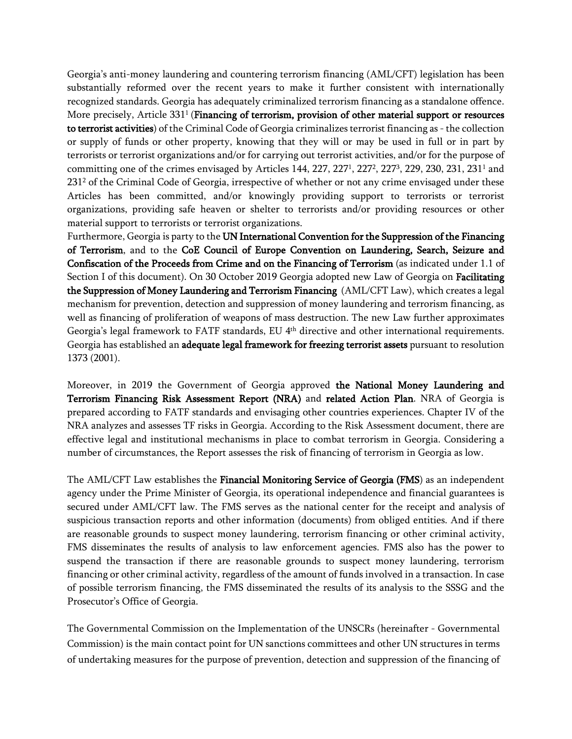Georgia's anti-money laundering and countering terrorism financing (AML/CFT) legislation has been substantially reformed over the recent years to make it further consistent with internationally recognized standards. Georgia has adequately criminalized terrorism financing as a standalone offence. More precisely, Article 331[1] (**Financing of terrorism, provision of other material support or resources to terrorist activities**) of the Criminal Code of Georgia criminalizes terrorist financing as - the collection or supply of funds or other property, knowing that they will or may be used in full or in part by terrorists or terrorist organizations and/or for carrying out terrorist activities, and/or for the purpose of committing one of the crimes envisaged by Articles 144, 227, 227[1], 227[2], 227[3], 229, 230, 231, 231[1] and 231[2] of the Criminal Code of Georgia, irrespective of whether or not any crime envisaged under these Articles has been committed, and/or knowingly providing support to terrorists or terrorist organizations, providing safe heaven or shelter to terrorists and/or providing resources or other material support to terrorists or terrorist organizations.

Furthermore, Georgia is party to the **UN International Convention for the Suppression of the Financing of Terrorism**, and to the **CoE Council of Europe Convention on Laundering, Search, Seizure and Confiscation of the Proceeds from Crime and on the Financing of Terrorism** (as indicated under 1.1 of Section I of this document). On 30 October 2019 Georgia adopted new Law of Georgia on **Facilitating the Suppression of Money Laundering and Terrorism Financing** (AML/CFT Law), which creates a legal mechanism for prevention, detection and suppression of money laundering and terrorism financing, as well as financing of proliferation of weapons of mass destruction. The new Law further approximates Georgia's legal framework to FATF standards, EU 4th directive and other international requirements. Georgia has established an **adequate legal framework for freezing terrorist assets** pursuant to resolution 1373 (2001).

Moreover, in 2019 the Government of Georgia approved **the National Money Laundering and Terrorism Financing Risk Assessment Report (NRA)** and **related Action Plan**. NRA of Georgia is prepared according to FATF standards and envisaging other countries experiences. Chapter IV of the NRA analyzes and assesses TF risks in Georgia. According to the Risk Assessment document, there are effective legal and institutional mechanisms in place to combat terrorism in Georgia. Considering a number of circumstances, the Report assesses the risk of financing of terrorism in Georgia as low.

The AML/CFT Law establishes the **Financial Monitoring Service of Georgia (FMS**) as an independent agency under the Prime Minister of Georgia, its operational independence and financial guarantees is secured under AML/CFT law. The FMS serves as the national center for the receipt and analysis of suspicious transaction reports and other information (documents) from obliged entities. And if there are reasonable grounds to suspect money laundering, terrorism financing or other criminal activity, FMS disseminates the results of analysis to law enforcement agencies. FMS also has the power to suspend the transaction if there are reasonable grounds to suspect money laundering, terrorism financing or other criminal activity, regardless of the amount of funds involved in a transaction. In case of possible terrorism financing, the FMS disseminated the results of its analysis to the SSSG and the Prosecutor's Office of Georgia.

The Governmental Commission on the Implementation of the UNSCRs (hereinafter - Governmental Commission) is the main contact point for UN sanctions committees and other UN structures in terms of undertaking measures for the purpose of prevention, detection and suppression of the financing of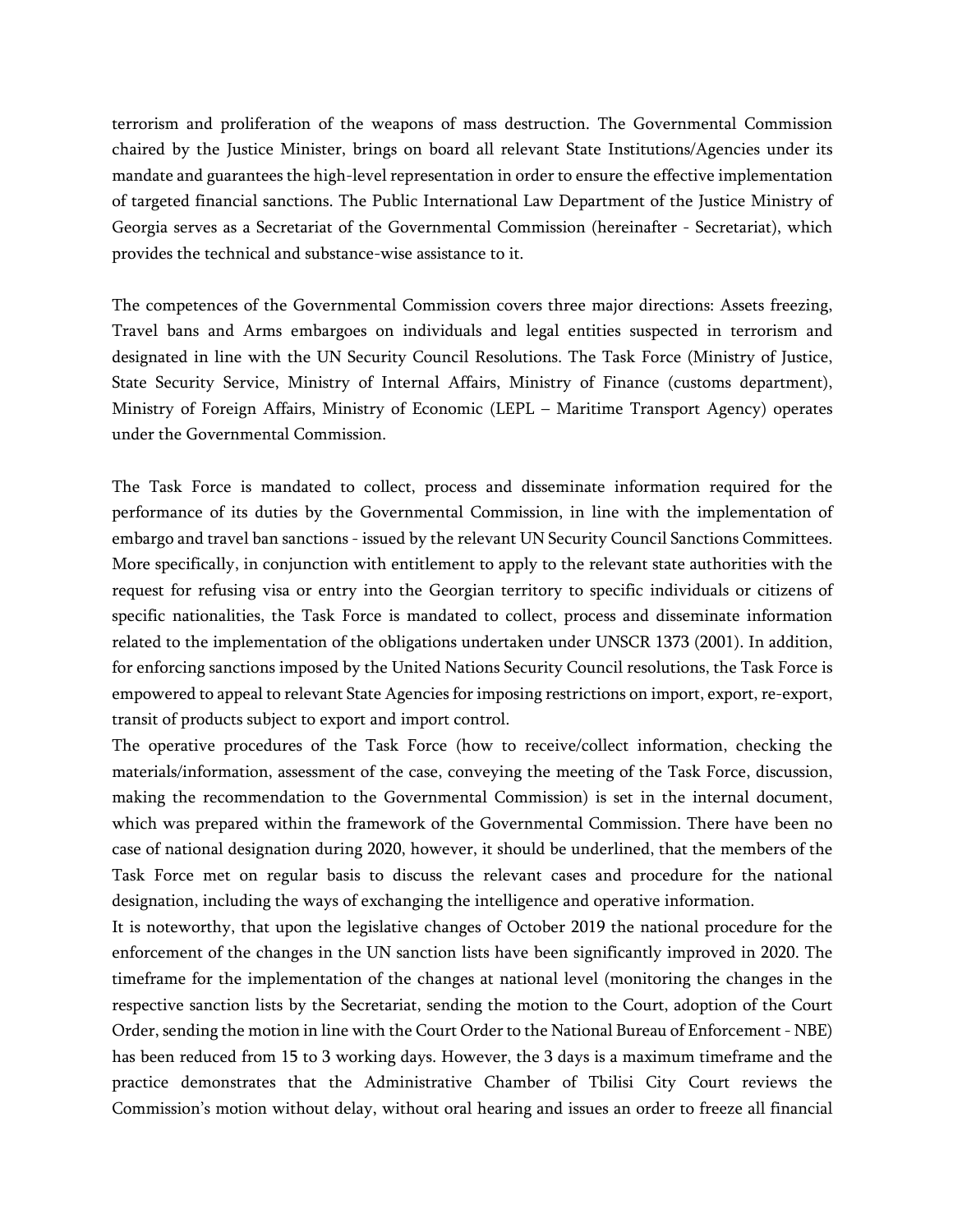terrorism and proliferation of the weapons of mass destruction. The Governmental Commission chaired by the Justice Minister, brings on board all relevant State Institutions/Agencies under its mandate and guarantees the high-level representation in order to ensure the effective implementation of targeted financial sanctions. The Public International Law Department of the Justice Ministry of Georgia serves as a Secretariat of the Governmental Commission (hereinafter - Secretariat), which provides the technical and substance-wise assistance to it.

The competences of the Governmental Commission covers three major directions: Assets freezing, Travel bans and Arms embargoes on individuals and legal entities suspected in terrorism and designated in line with the UN Security Council Resolutions. The Task Force (Ministry of Justice, State Security Service, Ministry of Internal Affairs, Ministry of Finance (customs department), Ministry of Foreign Affairs, Ministry of Economic (LEPL – Maritime Transport Agency) operates under the Governmental Commission.

The Task Force is mandated to collect, process and disseminate information required for the performance of its duties by the Governmental Commission, in line with the implementation of embargo and travel ban sanctions - issued by the relevant UN Security Council Sanctions Committees. More specifically, in conjunction with entitlement to apply to the relevant state authorities with the request for refusing visa or entry into the Georgian territory to specific individuals or citizens of specific nationalities, the Task Force is mandated to collect, process and disseminate information related to the implementation of the obligations undertaken under UNSCR 1373 (2001). In addition, for enforcing sanctions imposed by the United Nations Security Council resolutions, the Task Force is empowered to appeal to relevant State Agencies for imposing restrictions on import, export, re-export, transit of products subject to export and import control.

The operative procedures of the Task Force (how to receive/collect information, checking the materials/information, assessment of the case, conveying the meeting of the Task Force, discussion, making the recommendation to the Governmental Commission) is set in the internal document, which was prepared within the framework of the Governmental Commission. There have been no case of national designation during 2020, however, it should be underlined, that the members of the Task Force met on regular basis to discuss the relevant cases and procedure for the national designation, including the ways of exchanging the intelligence and operative information.

It is noteworthy, that upon the legislative changes of October 2019 the national procedure for the enforcement of the changes in the UN sanction lists have been significantly improved in 2020. The timeframe for the implementation of the changes at national level (monitoring the changes in the respective sanction lists by the Secretariat, sending the motion to the Court, adoption of the Court Order, sending the motion in line with the Court Order to the National Bureau of Enforcement - NBE) has been reduced from 15 to 3 working days. However, the 3 days is a maximum timeframe and the practice demonstrates that the Administrative Chamber of Tbilisi City Court reviews the Commission's motion without delay, without oral hearing and issues an order to freeze all financial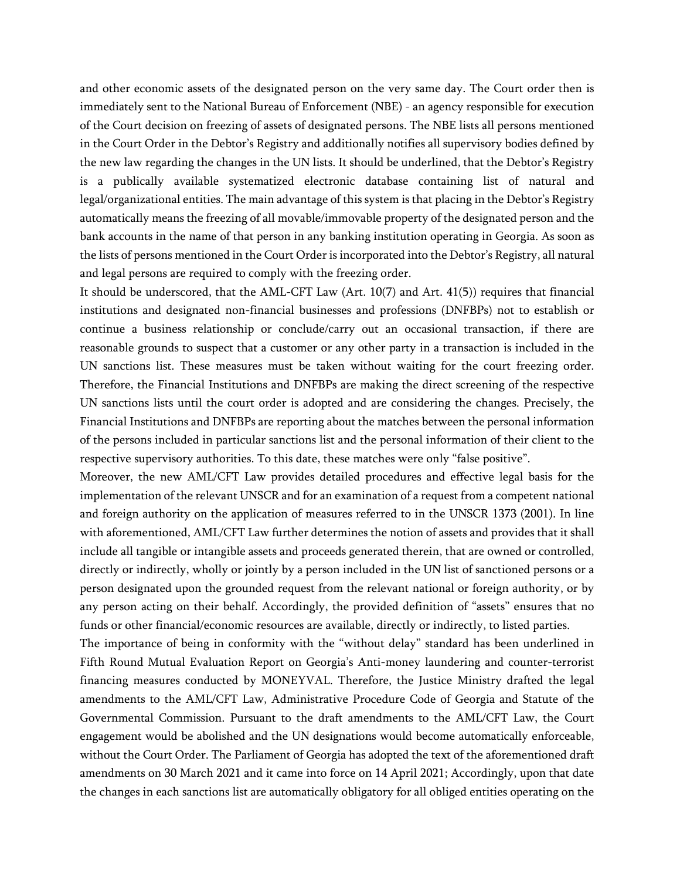and other economic assets of the designated person on the very same day. The Court order then is immediately sent to the National Bureau of Enforcement (NBE) - an agency responsible for execution of the Court decision on freezing of assets of designated persons. The NBE lists all persons mentioned in the Court Order in the Debtor's Registry and additionally notifies all supervisory bodies defined by the new law regarding the changes in the UN lists. It should be underlined, that the Debtor's Registry is a publically available systematized electronic database containing list of natural and legal/organizational entities. The main advantage of this system is that placing in the Debtor's Registry automatically means the freezing of all movable/immovable property of the designated person and the bank accounts in the name of that person in any banking institution operating in Georgia. As soon as the lists of persons mentioned in the Court Order is incorporated into the Debtor's Registry, all natural and legal persons are required to comply with the freezing order.

It should be underscored, that the AML-CFT Law (Art. 10(7) and Art. 41(5)) requires that financial institutions and designated non-financial businesses and professions (DNFBPs) not to establish or continue a business relationship or conclude/carry out an occasional transaction, if there are reasonable grounds to suspect that a customer or any other party in a transaction is included in the UN sanctions list. These measures must be taken without waiting for the court freezing order. Therefore, the Financial Institutions and DNFBPs are making the direct screening of the respective UN sanctions lists until the court order is adopted and are considering the changes. Precisely, the Financial Institutions and DNFBPs are reporting about the matches between the personal information of the persons included in particular sanctions list and the personal information of their client to the respective supervisory authorities. To this date, these matches were only "false positive".

Moreover, the new AML/CFT Law provides detailed procedures and effective legal basis for the implementation of the relevant UNSCR and for an examination of a request from a competent national and foreign authority on the application of measures referred to in the UNSCR 1373 (2001). In line with aforementioned, AML/CFT Law further determines the notion of assets and provides that it shall include all tangible or intangible assets and proceeds generated therein, that are owned or controlled, directly or indirectly, wholly or jointly by a person included in the UN list of sanctioned persons or a person designated upon the grounded request from the relevant national or foreign authority, or by any person acting on their behalf. Accordingly, the provided definition of "assets" ensures that no funds or other financial/economic resources are available, directly or indirectly, to listed parties.

The importance of being in conformity with the "without delay" standard has been underlined in Fifth Round Mutual Evaluation Report on Georgia's Anti-money laundering and counter-terrorist financing measures conducted by MONEYVAL. Therefore, the Justice Ministry drafted the legal amendments to the AML/CFT Law, Administrative Procedure Code of Georgia and Statute of the Governmental Commission. Pursuant to the draft amendments to the AML/CFT Law, the Court engagement would be abolished and the UN designations would become automatically enforceable, without the Court Order. The Parliament of Georgia has adopted the text of the aforementioned draft amendments on 30 March 2021 and it came into force on 14 April 2021; Accordingly, upon that date the changes in each sanctions list are automatically obligatory for all obliged entities operating on the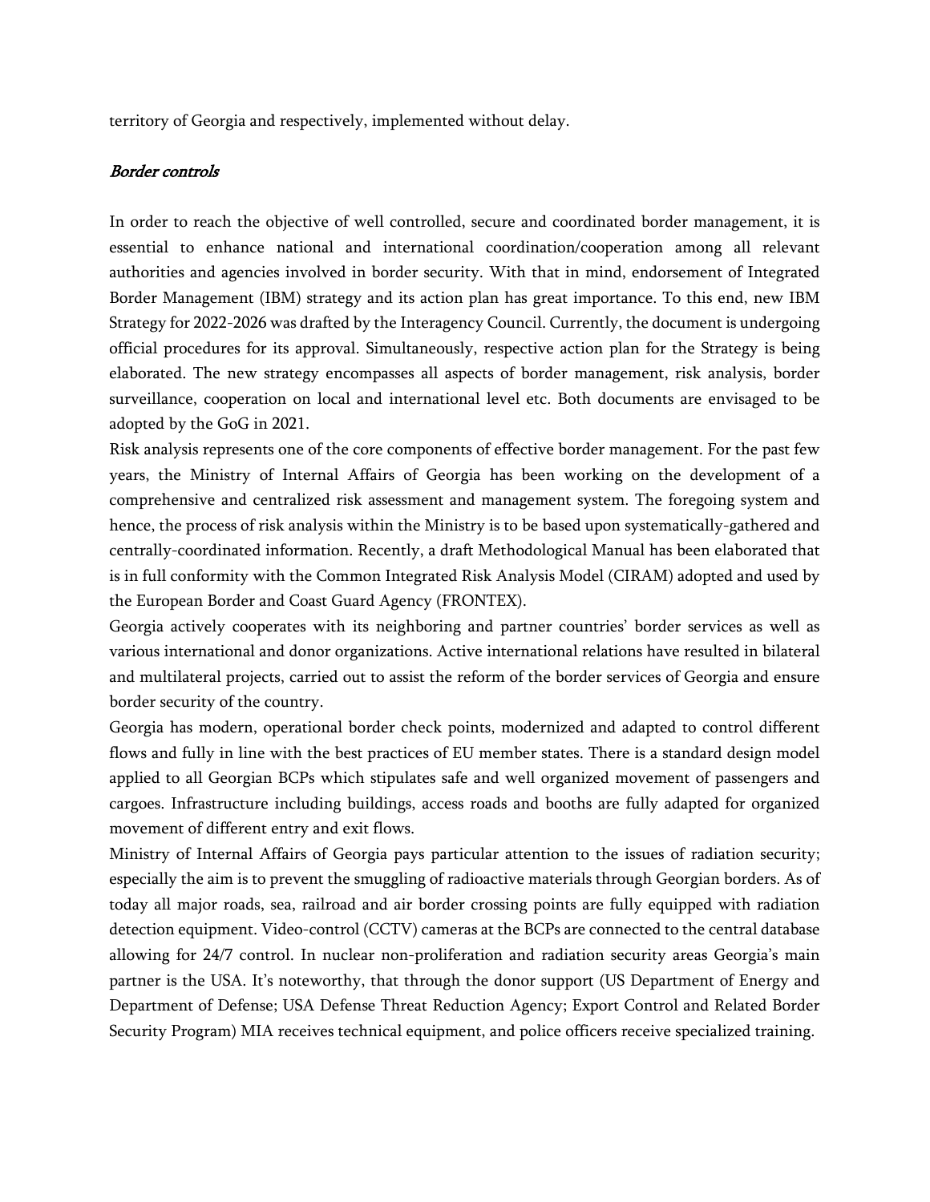territory of Georgia and respectively, implemented without delay.

*Border controls*

In order to reach the objective of well controlled, secure and coordinated border management, it is essential to enhance national and international coordination/cooperation among all relevant authorities and agencies involved in border security. With that in mind, endorsement of Integrated Border Management (IBM) strategy and its action plan has great importance. To this end, new IBM Strategy for 2022-2026 was drafted by the Interagency Council. Currently, the document is undergoing official procedures for its approval. Simultaneously, respective action plan for the Strategy is being elaborated. The new strategy encompasses all aspects of border management, risk analysis, border surveillance, cooperation on local and international level etc. Both documents are envisaged to be adopted by the GoG in 2021.

Risk analysis represents one of the core components of effective border management. For the past few years, the Ministry of Internal Affairs of Georgia has been working on the development of a comprehensive and centralized risk assessment and management system. The foregoing system and hence, the process of risk analysis within the Ministry is to be based upon systematically-gathered and centrally-coordinated information. Recently, a draft Methodological Manual has been elaborated that is in full conformity with the Common Integrated Risk Analysis Model (CIRAM) adopted and used by the European Border and Coast Guard Agency (FRONTEX).

Georgia actively cooperates with its neighboring and partner countries' border services as well as various international and donor organizations. Active international relations have resulted in bilateral and multilateral projects, carried out to assist the reform of the border services of Georgia and ensure border security of the country.

Georgia has modern, operational border check points, modernized and adapted to control different flows and fully in line with the best practices of EU member states. There is a standard design model applied to all Georgian BCPs which stipulates safe and well organized movement of passengers and cargoes. Infrastructure including buildings, access roads and booths are fully adapted for organized movement of different entry and exit flows.

Ministry of Internal Affairs of Georgia pays particular attention to the issues of radiation security; especially the aim is to prevent the smuggling of radioactive materials through Georgian borders. As of today all major roads, sea, railroad and air border crossing points are fully equipped with radiation detection equipment. Video-control (CCTV) cameras at the BCPs are connected to the central database allowing for 24/7 control. In nuclear non-proliferation and radiation security areas Georgia's main partner is the USA. It's noteworthy, that through the donor support (US Department of Energy and Department of Defense; USA Defense Threat Reduction Agency; Export Control and Related Border Security Program) MIA receives technical equipment, and police officers receive specialized training.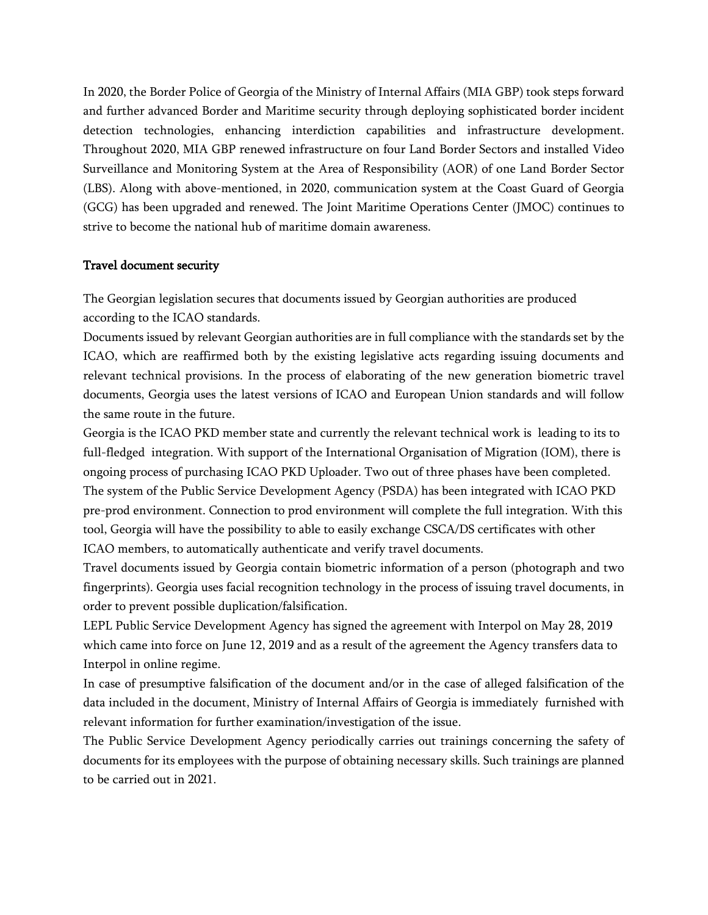In 2020, the Border Police of Georgia of the Ministry of Internal Affairs (MIA GBP) took steps forward and further advanced Border and Maritime security through deploying sophisticated border incident detection technologies, enhancing interdiction capabilities and infrastructure development. Throughout 2020, MIA GBP renewed infrastructure on four Land Border Sectors and installed Video Surveillance and Monitoring System at the Area of Responsibility (AOR) of one Land Border Sector (LBS). Along with above-mentioned, in 2020, communication system at the Coast Guard of Georgia (GCG) has been upgraded and renewed. The Joint Maritime Operations Center (JMOC) continues to strive to become the national hub of maritime domain awareness.

## Travel document security

The Georgian legislation secures that documents issued by Georgian authorities are produced according to the ICAO standards.

Documents issued by relevant Georgian authorities are in full compliance with the standards set by the ICAO, which are reaffirmed both by the existing legislative acts regarding issuing documents and relevant technical provisions. In the process of elaborating of the new generation biometric travel documents, Georgia uses the latest versions of ICAO and European Union standards and will follow the same route in the future.

Georgia is the ICAO PKD member state and currently the relevant technical work is leading to its to full-fledged integration. With support of the International Organisation of Migration (IOM), there is ongoing process of purchasing ICAO PKD Uploader. Two out of three phases have been completed. The system of the Public Service Development Agency (PSDA) has been integrated with ICAO PKD pre-prod environment. Connection to prod environment will complete the full integration. With this tool, Georgia will have the possibility to able to easily exchange CSCA/DS certificates with other ICAO members, to automatically authenticate and verify travel documents.

Travel documents issued by Georgia contain biometric information of a person (photograph and two fingerprints). Georgia uses facial recognition technology in the process of issuing travel documents, in order to prevent possible duplication/falsification.

LEPL Public Service Development Agency has signed the agreement with Interpol on May 28, 2019 which came into force on June 12, 2019 and as a result of the agreement the Agency transfers data to Interpol in online regime.

In case of presumptive falsification of the document and/or in the case of alleged falsification of the data included in the document, Ministry of Internal Affairs of Georgia is immediately furnished with relevant information for further examination/investigation of the issue.

The Public Service Development Agency periodically carries out trainings concerning the safety of documents for its employees with the purpose of obtaining necessary skills. Such trainings are planned to be carried out in 2021.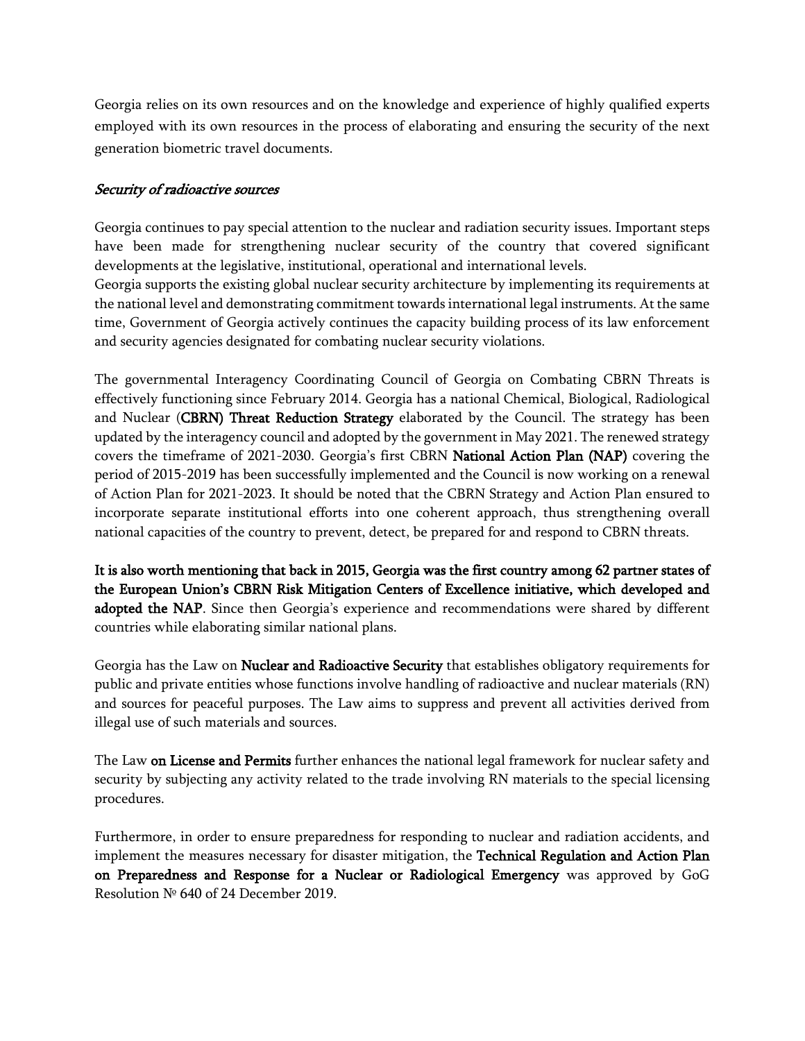Georgia relies on its own resources and on the knowledge and experience of highly qualified experts employed with its own resources in the process of elaborating and ensuring the security of the next generation biometric travel documents.

*Security of radioactive sources*

Georgia continues to pay special attention to the nuclear and radiation security issues. Important steps have been made for strengthening nuclear security of the country that covered significant developments at the legislative, institutional, operational and international levels.
Georgia supports the existing global nuclear security architecture by implementing its requirements at the national level and demonstrating commitment towards international legal instruments. At the same time, Government of Georgia actively continues the capacity building process of its law enforcement and security agencies designated for combating nuclear security violations.

The governmental Interagency Coordinating Council of Georgia on Combating CBRN Threats is effectively functioning since February 2014. Georgia has a national Chemical, Biological, Radiological and Nuclear (**CBRN) Threat Reduction Strategy** elaborated by the Council. The strategy has been updated by the interagency council and adopted by the government in May 2021. The renewed strategy covers the timeframe of 2021-2030. Georgia's first CBRN **National Action Plan (NAP)** covering the period of 2015-2019 has been successfully implemented and the Council is now working on a renewal of Action Plan for 2021-2023. It should be noted that the CBRN Strategy and Action Plan ensured to incorporate separate institutional efforts into one coherent approach, thus strengthening overall national capacities of the country to prevent, detect, be prepared for and respond to CBRN threats.

**It is also worth mentioning that back in 2015, Georgia was the first country among 62 partner states of the European Union's CBRN Risk Mitigation Centers of Excellence initiative, which developed and adopted the NAP**. Since then Georgia's experience and recommendations were shared by different countries while elaborating similar national plans.

Georgia has the Law on **Nuclear and Radioactive Security** that establishes obligatory requirements for public and private entities whose functions involve handling of radioactive and nuclear materials (RN) and sources for peaceful purposes. The Law aims to suppress and prevent all activities derived from illegal use of such materials and sources.

The Law **on License and Permits** further enhances the national legal framework for nuclear safety and security by subjecting any activity related to the trade involving RN materials to the special licensing procedures.

Furthermore, in order to ensure preparedness for responding to nuclear and radiation accidents, and implement the measures necessary for disaster mitigation, the **Technical Regulation and Action Plan on Preparedness and Response for a Nuclear or Radiological Emergency** was approved by GoG Resolution № 640 of 24 December 2019.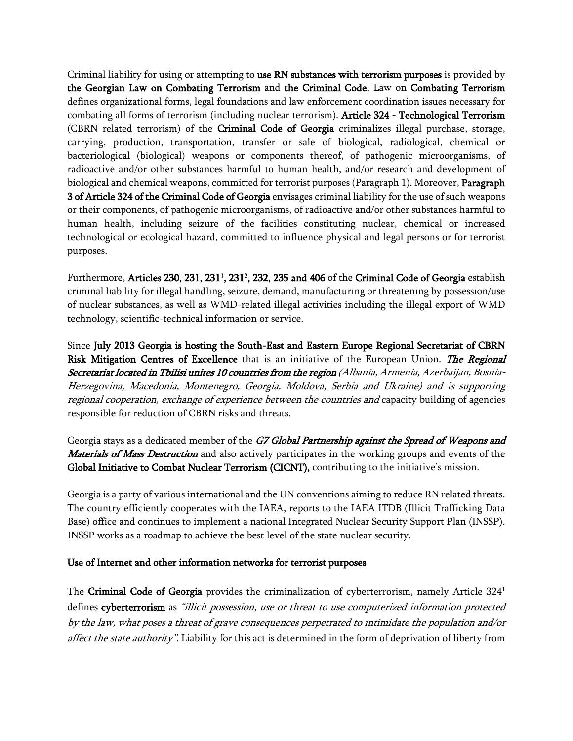Criminal liability for using or attempting to **use RN substances with terrorism purposes** is provided by **the Georgian Law on Combating Terrorism** and **the Criminal Code.** Law on **Combating Terrorism** defines organizational forms, legal foundations and law enforcement coordination issues necessary for combating all forms of terrorism (including nuclear terrorism). **Article 324** - **Technological Terrorism** (CBRN related terrorism) of the **Criminal Code of Georgia** criminalizes illegal purchase, storage, carrying, production, transportation, transfer or sale of biological, radiological, chemical or bacteriological (biological) weapons or components thereof, of pathogenic microorganisms, of radioactive and/or other substances harmful to human health, and/or research and development of biological and chemical weapons, committed for terrorist purposes (Paragraph 1). Moreover, **Paragraph 3 of Article 324 of the Criminal Code of Georgia** envisages criminal liability for the use of such weapons or their components, of pathogenic microorganisms, of radioactive and/or other substances harmful to human health, including seizure of the facilities constituting nuclear, chemical or increased technological or ecological hazard, committed to influence physical and legal persons or for terrorist purposes.

Furthermore, **Articles 230, 231, 231¹, 231², 232, 235 and 406** of the **Criminal Code of Georgia** establish criminal liability for illegal handling, seizure, demand, manufacturing or threatening by possession/use of nuclear substances, as well as WMD-related illegal activities including the illegal export of WMD technology, scientific-technical information or service.

Since **July 2013 Georgia is hosting the South-East and Eastern Europe Regional Secretariat of CBRN Risk Mitigation Centres of Excellence** that is an initiative of the European Union. ***The Regional Secretariat located in Tbilisi unites 10 countries from the region*** *(Albania, Armenia, Azerbaijan, Bosnia-Herzegovina, Macedonia, Montenegro, Georgia, Moldova, Serbia and Ukraine) and is supporting regional cooperation, exchange of experience between the countries and* capacity building of agencies responsible for reduction of CBRN risks and threats.

Georgia stays as a dedicated member of the ***G7 Global Partnership against the Spread of Weapons and Materials of Mass Destruction*** and also actively participates in the working groups and events of the **Global Initiative to Combat Nuclear Terrorism (CICNT),** contributing to the initiative's mission.

Georgia is a party of various international and the UN conventions aiming to reduce RN related threats. The country efficiently cooperates with the IAEA, reports to the IAEA ITDB (Illicit Trafficking Data Base) office and continues to implement a national Integrated Nuclear Security Support Plan (INSSP). INSSP works as a roadmap to achieve the best level of the state nuclear security.

**Use of Internet and other information networks for terrorist purposes**

The **Criminal Code of Georgia** provides the criminalization of cyberterrorism, namely Article 324¹ defines **cyberterrorism** as *"illicit possession, use or threat to use computerized information protected by the law, what poses a threat of grave consequences perpetrated to intimidate the population and/or affect the state authority".* Liability for this act is determined in the form of deprivation of liberty from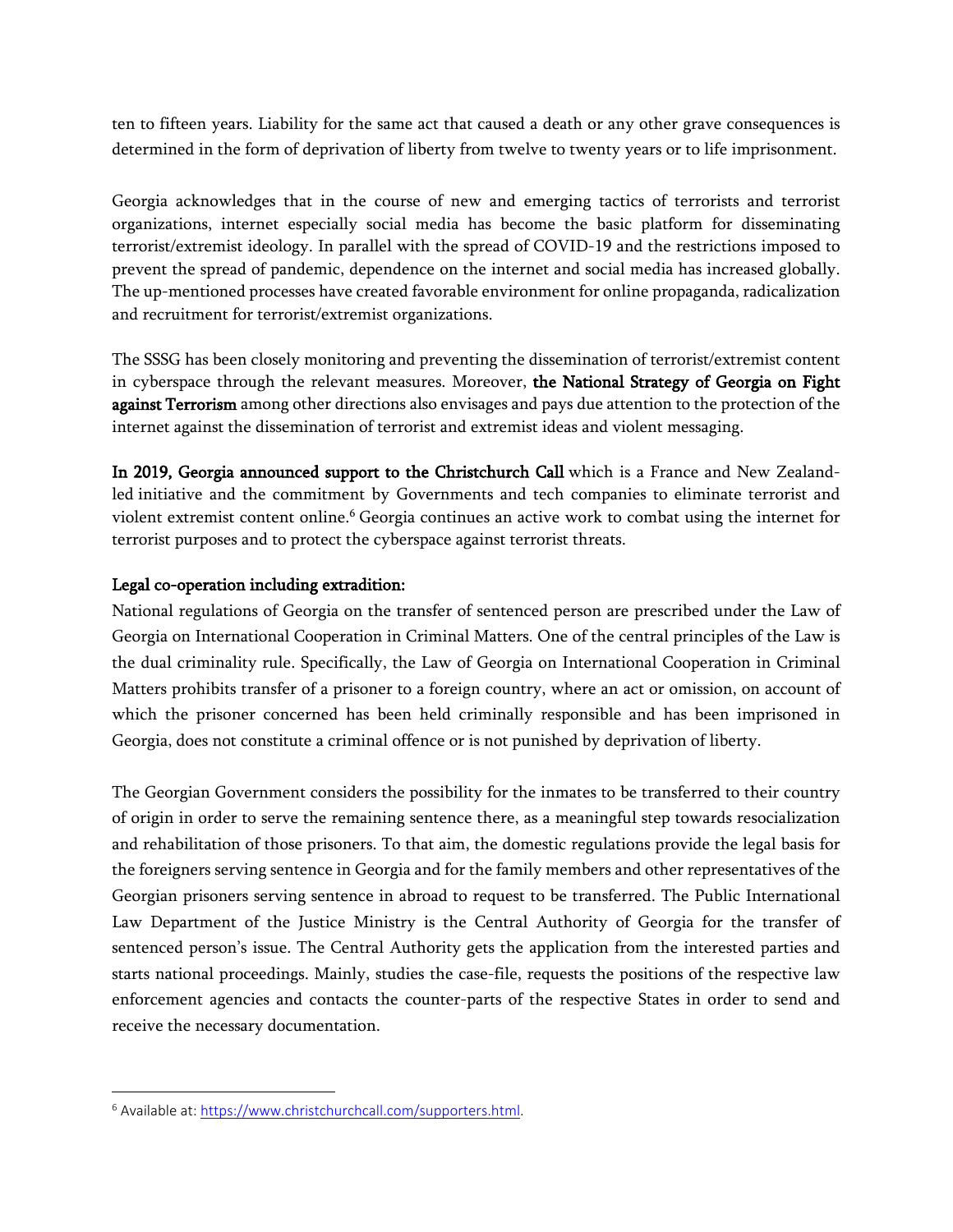ten to fifteen years. Liability for the same act that caused a death or any other grave consequences is determined in the form of deprivation of liberty from twelve to twenty years or to life imprisonment.

Georgia acknowledges that in the course of new and emerging tactics of terrorists and terrorist organizations, internet especially social media has become the basic platform for disseminating terrorist/extremist ideology. In parallel with the spread of COVID-19 and the restrictions imposed to prevent the spread of pandemic, dependence on the internet and social media has increased globally. The up-mentioned processes have created favorable environment for online propaganda, radicalization and recruitment for terrorist/extremist organizations.

The SSSG has been closely monitoring and preventing the dissemination of terrorist/extremist content in cyberspace through the relevant measures. Moreover, **the National Strategy of Georgia on Fight against Terrorism** among other directions also envisages and pays due attention to the protection of the internet against the dissemination of terrorist and extremist ideas and violent messaging.

**In 2019, Georgia announced support to the Christchurch Call** which is a France and New Zealand-led initiative and the commitment by Governments and tech companies to eliminate terrorist and violent extremist content online.[6] Georgia continues an active work to combat using the internet for terrorist purposes and to protect the cyberspace against terrorist threats.

**Legal co-operation including extradition:**

National regulations of Georgia on the transfer of sentenced person are prescribed under the Law of Georgia on International Cooperation in Criminal Matters. One of the central principles of the Law is the dual criminality rule. Specifically, the Law of Georgia on International Cooperation in Criminal Matters prohibits transfer of a prisoner to a foreign country, where an act or omission, on account of which the prisoner concerned has been held criminally responsible and has been imprisoned in Georgia, does not constitute a criminal offence or is not punished by deprivation of liberty.

The Georgian Government considers the possibility for the inmates to be transferred to their country of origin in order to serve the remaining sentence there, as a meaningful step towards resocialization and rehabilitation of those prisoners. To that aim, the domestic regulations provide the legal basis for the foreigners serving sentence in Georgia and for the family members and other representatives of the Georgian prisoners serving sentence in abroad to request to be transferred. The Public International Law Department of the Justice Ministry is the Central Authority of Georgia for the transfer of sentenced person's issue. The Central Authority gets the application from the interested parties and starts national proceedings. Mainly, studies the case-file, requests the positions of the respective law enforcement agencies and contacts the counter-parts of the respective States in order to send and receive the necessary documentation.

---

[6] Available at: https://www.christchurchcall.com/supporters.html.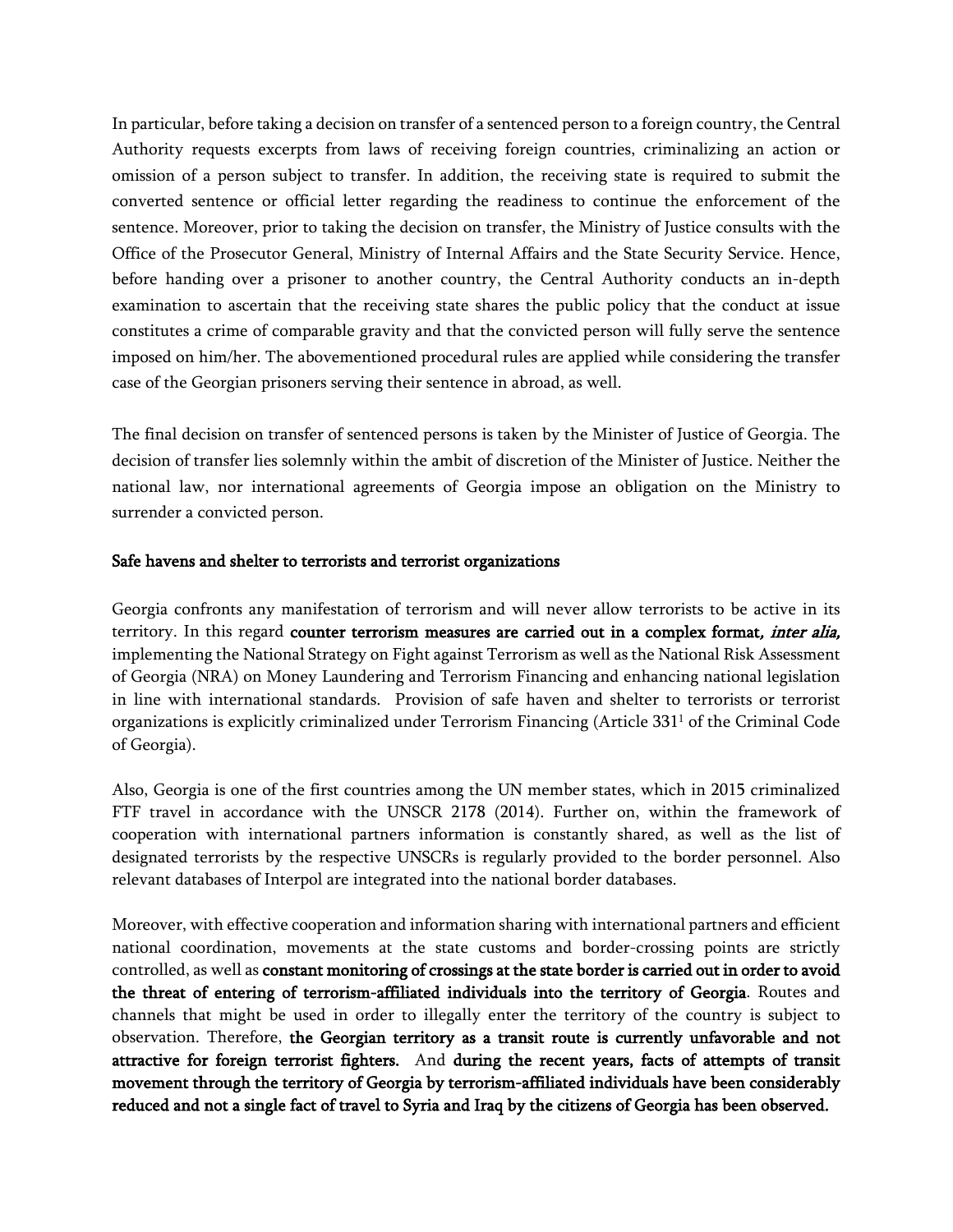In particular, before taking a decision on transfer of a sentenced person to a foreign country, the Central Authority requests excerpts from laws of receiving foreign countries, criminalizing an action or omission of a person subject to transfer. In addition, the receiving state is required to submit the converted sentence or official letter regarding the readiness to continue the enforcement of the sentence. Moreover, prior to taking the decision on transfer, the Ministry of Justice consults with the Office of the Prosecutor General, Ministry of Internal Affairs and the State Security Service. Hence, before handing over a prisoner to another country, the Central Authority conducts an in-depth examination to ascertain that the receiving state shares the public policy that the conduct at issue constitutes a crime of comparable gravity and that the convicted person will fully serve the sentence imposed on him/her. The abovementioned procedural rules are applied while considering the transfer case of the Georgian prisoners serving their sentence in abroad, as well.

The final decision on transfer of sentenced persons is taken by the Minister of Justice of Georgia. The decision of transfer lies solemnly within the ambit of discretion of the Minister of Justice. Neither the national law, nor international agreements of Georgia impose an obligation on the Ministry to surrender a convicted person.

**Safe havens and shelter to terrorists and terrorist organizations**

Georgia confronts any manifestation of terrorism and will never allow terrorists to be active in its territory. In this regard **counter terrorism measures are carried out in a complex format, *inter alia*,** implementing the National Strategy on Fight against Terrorism as well as the National Risk Assessment of Georgia (NRA) on Money Laundering and Terrorism Financing and enhancing national legislation in line with international standards. Provision of safe haven and shelter to terrorists or terrorist organizations is explicitly criminalized under Terrorism Financing (Article 331[1] of the Criminal Code of Georgia).

Also, Georgia is one of the first countries among the UN member states, which in 2015 criminalized FTF travel in accordance with the UNSCR 2178 (2014). Further on, within the framework of cooperation with international partners information is constantly shared, as well as the list of designated terrorists by the respective UNSCRs is regularly provided to the border personnel. Also relevant databases of Interpol are integrated into the national border databases.

Moreover, with effective cooperation and information sharing with international partners and efficient national coordination, movements at the state customs and border-crossing points are strictly controlled, as well as **constant monitoring of crossings at the state border is carried out in order to avoid the threat of entering of terrorism-affiliated individuals into the territory of Georgia**. Routes and channels that might be used in order to illegally enter the territory of the country is subject to observation. Therefore, **the Georgian territory as a transit route is currently unfavorable and not attractive for foreign terrorist fighters.** And **during the recent years, facts of attempts of transit movement through the territory of Georgia by terrorism-affiliated individuals have been considerably reduced and not a single fact of travel to Syria and Iraq by the citizens of Georgia has been observed.**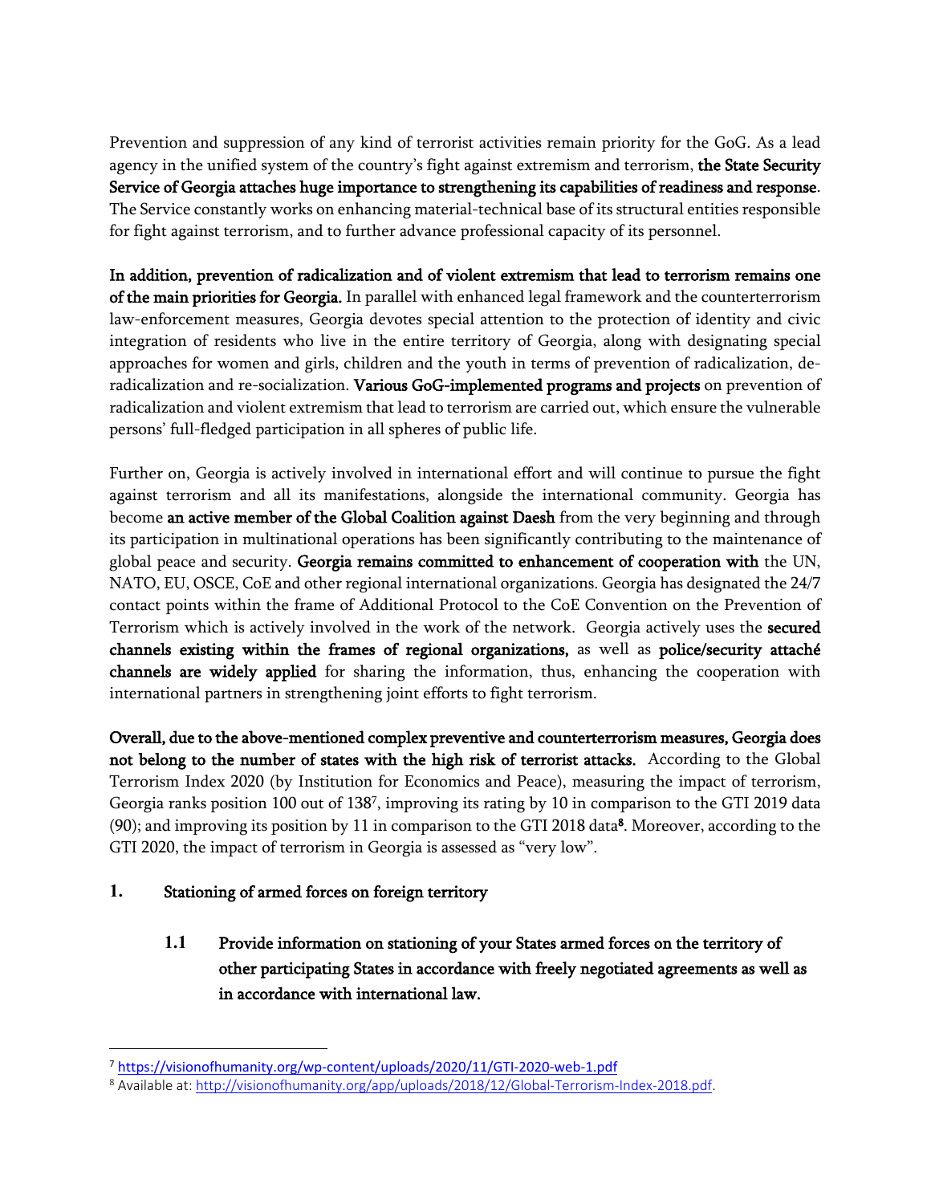Prevention and suppression of any kind of terrorist activities remain priority for the GoG. As a lead agency in the unified system of the country's fight against extremism and terrorism, **the State Security Service of Georgia attaches huge importance to strengthening its capabilities of readiness and response**. The Service constantly works on enhancing material-technical base of its structural entities responsible for fight against terrorism, and to further advance professional capacity of its personnel.

**In addition, prevention of radicalization and of violent extremism that lead to terrorism remains one of the main priorities for Georgia.** In parallel with enhanced legal framework and the counterterrorism law-enforcement measures, Georgia devotes special attention to the protection of identity and civic integration of residents who live in the entire territory of Georgia, along with designating special approaches for women and girls, children and the youth in terms of prevention of radicalization, de-radicalization and re-socialization. **Various GoG-implemented programs and projects** on prevention of radicalization and violent extremism that lead to terrorism are carried out, which ensure the vulnerable persons' full-fledged participation in all spheres of public life.

Further on, Georgia is actively involved in international effort and will continue to pursue the fight against terrorism and all its manifestations, alongside the international community. Georgia has become **an active member of the Global Coalition against Daesh** from the very beginning and through its participation in multinational operations has been significantly contributing to the maintenance of global peace and security. **Georgia remains committed to enhancement of cooperation with** the UN, NATO, EU, OSCE, CoE and other regional international organizations. Georgia has designated the 24/7 contact points within the frame of Additional Protocol to the CoE Convention on the Prevention of Terrorism which is actively involved in the work of the network. Georgia actively uses the **secured channels existing within the frames of regional organizations,** as well as **police/security attaché channels are widely applied** for sharing the information, thus, enhancing the cooperation with international partners in strengthening joint efforts to fight terrorism.

**Overall, due to the above-mentioned complex preventive and counterterrorism measures, Georgia does not belong to the number of states with the high risk of terrorist attacks.** According to the Global Terrorism Index 2020 (by Institution for Economics and Peace), measuring the impact of terrorism, Georgia ranks position 100 out of 138[7], improving its rating by 10 in comparison to the GTI 2019 data (90); and improving its position by 11 in comparison to the GTI 2018 data[8]. Moreover, according to the GTI 2020, the impact of terrorism in Georgia is assessed as "very low".

## 1. Stationing of armed forces on foreign territory

### 1.1 Provide information on stationing of your States armed forces on the territory of other participating States in accordance with freely negotiated agreements as well as in accordance with international law.

---

[7] https://visionofhumanity.org/wp-content/uploads/2020/11/GTI-2020-web-1.pdf

[8] Available at: http://visionofhumanity.org/app/uploads/2018/12/Global-Terrorism-Index-2018.pdf.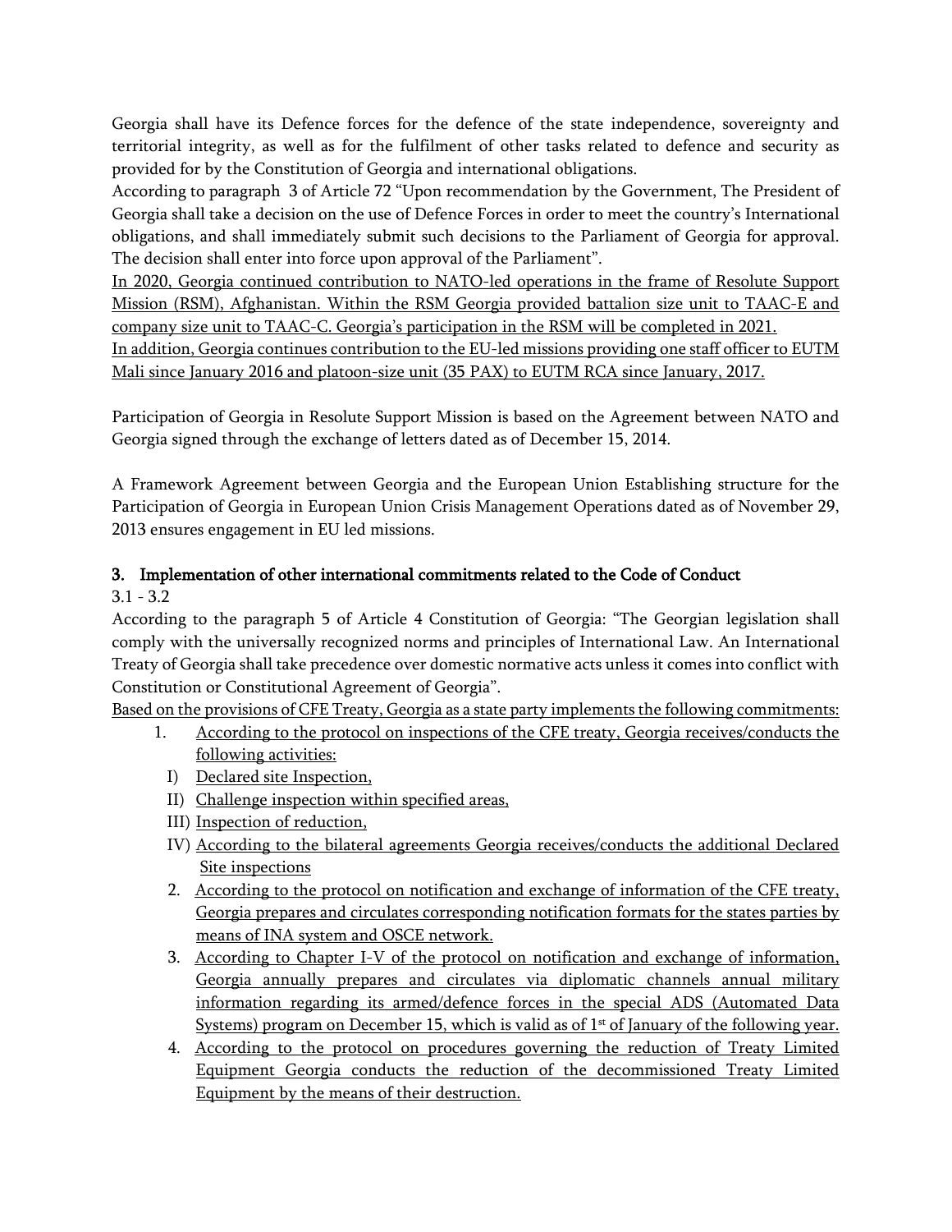Georgia shall have its Defence forces for the defence of the state independence, sovereignty and territorial integrity, as well as for the fulfilment of other tasks related to defence and security as provided for by the Constitution of Georgia and international obligations.

According to paragraph 3 of Article 72 "Upon recommendation by the Government, The President of Georgia shall take a decision on the use of Defence Forces in order to meet the country's International obligations, and shall immediately submit such decisions to the Parliament of Georgia for approval. The decision shall enter into force upon approval of the Parliament".

In 2020, Georgia continued contribution to NATO-led operations in the frame of Resolute Support Mission (RSM), Afghanistan. Within the RSM Georgia provided battalion size unit to TAAC-E and company size unit to TAAC-C. Georgia's participation in the RSM will be completed in 2021.

In addition, Georgia continues contribution to the EU-led missions providing one staff officer to EUTM Mali since January 2016 and platoon-size unit (35 PAX) to EUTM RCA since January, 2017.

Participation of Georgia in Resolute Support Mission is based on the Agreement between NATO and Georgia signed through the exchange of letters dated as of December 15, 2014.

A Framework Agreement between Georgia and the European Union Establishing structure for the Participation of Georgia in European Union Crisis Management Operations dated as of November 29, 2013 ensures engagement in EU led missions.

### 3. Implementation of other international commitments related to the Code of Conduct

3.1 - 3.2

According to the paragraph 5 of Article 4 Constitution of Georgia: "The Georgian legislation shall comply with the universally recognized norms and principles of International Law. An International Treaty of Georgia shall take precedence over domestic normative acts unless it comes into conflict with Constitution or Constitutional Agreement of Georgia".

Based on the provisions of CFE Treaty, Georgia as a state party implements the following commitments:

1. According to the protocol on inspections of the CFE treaty, Georgia receives/conducts the following activities:
   - I) Declared site Inspection,
   - II) Challenge inspection within specified areas,
   - III) Inspection of reduction,
   - IV) According to the bilateral agreements Georgia receives/conducts the additional Declared Site inspections
2. According to the protocol on notification and exchange of information of the CFE treaty, Georgia prepares and circulates corresponding notification formats for the states parties by means of INA system and OSCE network.
3. According to Chapter I-V of the protocol on notification and exchange of information, Georgia annually prepares and circulates via diplomatic channels annual military information regarding its armed/defence forces in the special ADS (Automated Data Systems) program on December 15, which is valid as of 1st of January of the following year.
4. According to the protocol on procedures governing the reduction of Treaty Limited Equipment Georgia conducts the reduction of the decommissioned Treaty Limited Equipment by the means of their destruction.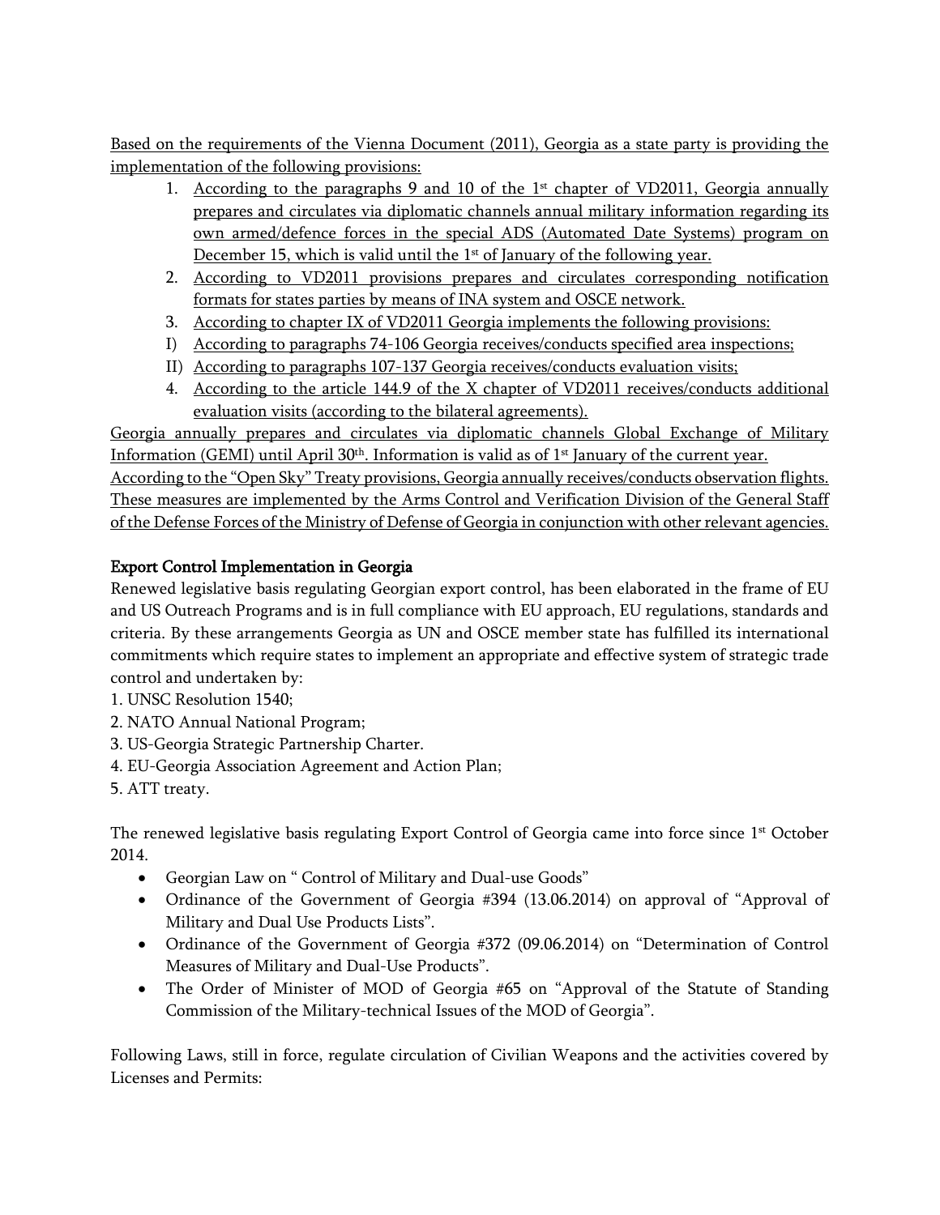Based on the requirements of the Vienna Document (2011), Georgia as a state party is providing the implementation of the following provisions:

1. According to the paragraphs 9 and 10 of the 1st chapter of VD2011, Georgia annually prepares and circulates via diplomatic channels annual military information regarding its own armed/defence forces in the special ADS (Automated Date Systems) program on December 15, which is valid until the 1st of January of the following year.
2. According to VD2011 provisions prepares and circulates corresponding notification formats for states parties by means of INA system and OSCE network.
3. According to chapter IX of VD2011 Georgia implements the following provisions:

I) According to paragraphs 74-106 Georgia receives/conducts specified area inspections;

II) According to paragraphs 107-137 Georgia receives/conducts evaluation visits;

4. According to the article 144.9 of the X chapter of VD2011 receives/conducts additional evaluation visits (according to the bilateral agreements).

Georgia annually prepares and circulates via diplomatic channels Global Exchange of Military Information (GEMI) until April 30th. Information is valid as of 1st January of the current year.

According to the "Open Sky" Treaty provisions, Georgia annually receives/conducts observation flights. These measures are implemented by the Arms Control and Verification Division of the General Staff of the Defense Forces of the Ministry of Defense of Georgia in conjunction with other relevant agencies.

## Export Control Implementation in Georgia

Renewed legislative basis regulating Georgian export control, has been elaborated in the frame of EU and US Outreach Programs and is in full compliance with EU approach, EU regulations, standards and criteria. By these arrangements Georgia as UN and OSCE member state has fulfilled its international commitments which require states to implement an appropriate and effective system of strategic trade control and undertaken by:

1. UNSC Resolution 1540;
2. NATO Annual National Program;
3. US-Georgia Strategic Partnership Charter.
4. EU-Georgia Association Agreement and Action Plan;
5. ATT treaty.

The renewed legislative basis regulating Export Control of Georgia came into force since 1st October 2014.

- Georgian Law on " Control of Military and Dual-use Goods"
- Ordinance of the Government of Georgia #394 (13.06.2014) on approval of "Approval of Military and Dual Use Products Lists".
- Ordinance of the Government of Georgia #372 (09.06.2014) on "Determination of Control Measures of Military and Dual-Use Products".
- The Order of Minister of MOD of Georgia #65 on "Approval of the Statute of Standing Commission of the Military-technical Issues of the MOD of Georgia".

Following Laws, still in force, regulate circulation of Civilian Weapons and the activities covered by Licenses and Permits: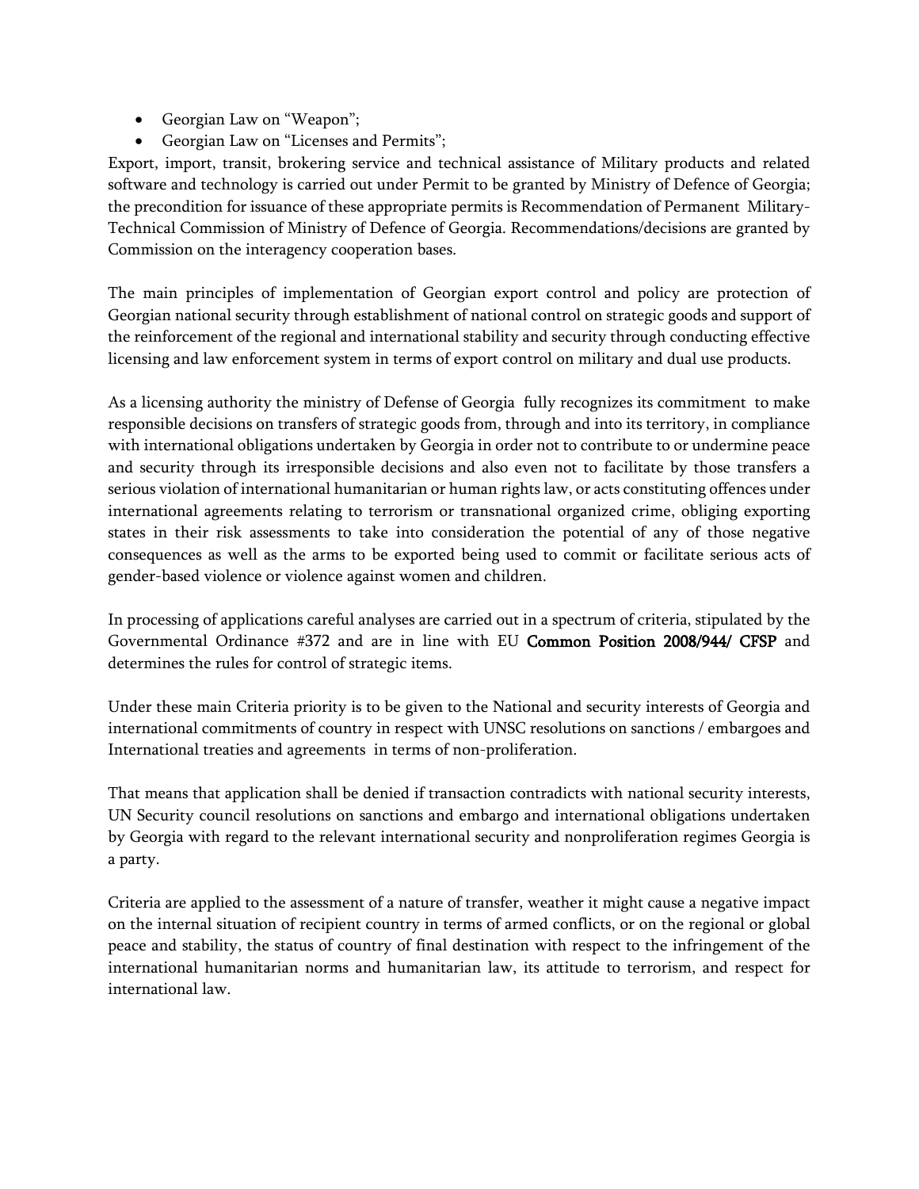- Georgian Law on "Weapon";
- Georgian Law on "Licenses and Permits";

Export, import, transit, brokering service and technical assistance of Military products and related software and technology is carried out under Permit to be granted by Ministry of Defence of Georgia; the precondition for issuance of these appropriate permits is Recommendation of Permanent Military-Technical Commission of Ministry of Defence of Georgia. Recommendations/decisions are granted by Commission on the interagency cooperation bases.

The main principles of implementation of Georgian export control and policy are protection of Georgian national security through establishment of national control on strategic goods and support of the reinforcement of the regional and international stability and security through conducting effective licensing and law enforcement system in terms of export control on military and dual use products.

As a licensing authority the ministry of Defense of Georgia fully recognizes its commitment to make responsible decisions on transfers of strategic goods from, through and into its territory, in compliance with international obligations undertaken by Georgia in order not to contribute to or undermine peace and security through its irresponsible decisions and also even not to facilitate by those transfers a serious violation of international humanitarian or human rights law, or acts constituting offences under international agreements relating to terrorism or transnational organized crime, obliging exporting states in their risk assessments to take into consideration the potential of any of those negative consequences as well as the arms to be exported being used to commit or facilitate serious acts of gender-based violence or violence against women and children.

In processing of applications careful analyses are carried out in a spectrum of criteria, stipulated by the Governmental Ordinance #372 and are in line with EU **Common Position 2008/944/ CFSP** and determines the rules for control of strategic items.

Under these main Criteria priority is to be given to the National and security interests of Georgia and international commitments of country in respect with UNSC resolutions on sanctions / embargoes and International treaties and agreements in terms of non-proliferation.

That means that application shall be denied if transaction contradicts with national security interests, UN Security council resolutions on sanctions and embargo and international obligations undertaken by Georgia with regard to the relevant international security and nonproliferation regimes Georgia is a party.

Criteria are applied to the assessment of a nature of transfer, weather it might cause a negative impact on the internal situation of recipient country in terms of armed conflicts, or on the regional or global peace and stability, the status of country of final destination with respect to the infringement of the international humanitarian norms and humanitarian law, its attitude to terrorism, and respect for international law.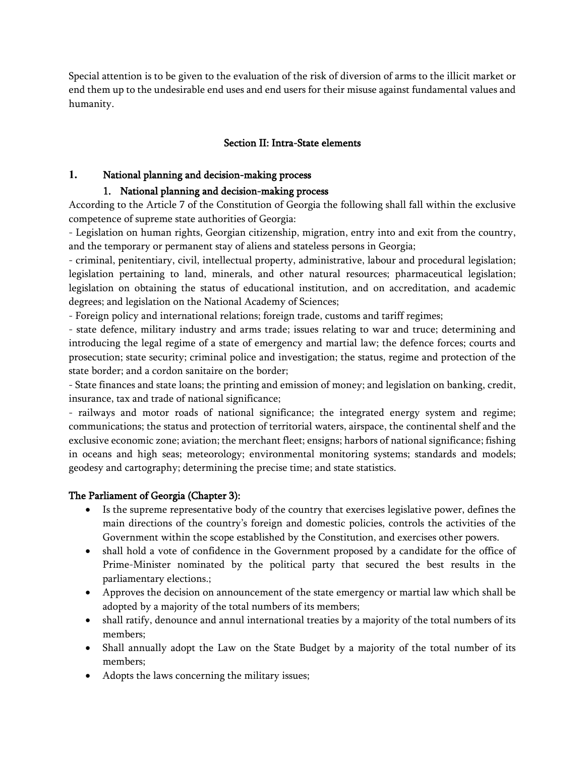Special attention is to be given to the evaluation of the risk of diversion of arms to the illicit market or end them up to the undesirable end uses and end users for their misuse against fundamental values and humanity.

## Section II: Intra-State elements

### 1. National planning and decision-making process

#### 1. National planning and decision-making process

According to the Article 7 of the Constitution of Georgia the following shall fall within the exclusive competence of supreme state authorities of Georgia:

- Legislation on human rights, Georgian citizenship, migration, entry into and exit from the country, and the temporary or permanent stay of aliens and stateless persons in Georgia;
- criminal, penitentiary, civil, intellectual property, administrative, labour and procedural legislation; legislation pertaining to land, minerals, and other natural resources; pharmaceutical legislation; legislation on obtaining the status of educational institution, and on accreditation, and academic degrees; and legislation on the National Academy of Sciences;
- Foreign policy and international relations; foreign trade, customs and tariff regimes;
- state defence, military industry and arms trade; issues relating to war and truce; determining and introducing the legal regime of a state of emergency and martial law; the defence forces; courts and prosecution; state security; criminal police and investigation; the status, regime and protection of the state border; and a cordon sanitaire on the border;
- State finances and state loans; the printing and emission of money; and legislation on banking, credit, insurance, tax and trade of national significance;
- railways and motor roads of national significance; the integrated energy system and regime; communications; the status and protection of territorial waters, airspace, the continental shelf and the exclusive economic zone; aviation; the merchant fleet; ensigns; harbors of national significance; fishing in oceans and high seas; meteorology; environmental monitoring systems; standards and models; geodesy and cartography; determining the precise time; and state statistics.

**The Parliament of Georgia (Chapter 3):**

- Is the supreme representative body of the country that exercises legislative power, defines the main directions of the country's foreign and domestic policies, controls the activities of the Government within the scope established by the Constitution, and exercises other powers.
- shall hold a vote of confidence in the Government proposed by a candidate for the office of Prime-Minister nominated by the political party that secured the best results in the parliamentary elections.;
- Approves the decision on announcement of the state emergency or martial law which shall be adopted by a majority of the total numbers of its members;
- shall ratify, denounce and annul international treaties by a majority of the total numbers of its members;
- Shall annually adopt the Law on the State Budget by a majority of the total number of its members;
- Adopts the laws concerning the military issues;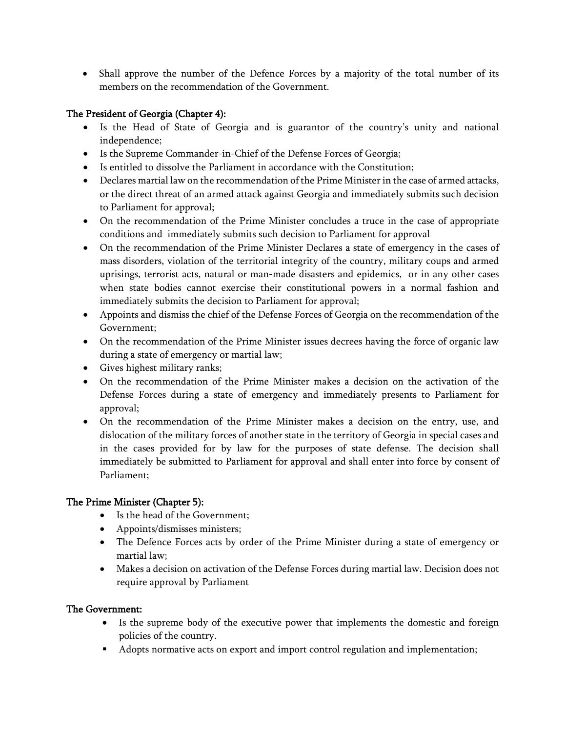- Shall approve the number of the Defence Forces by a majority of the total number of its members on the recommendation of the Government.

**The President of Georgia (Chapter 4):**

- Is the Head of State of Georgia and is guarantor of the country's unity and national independence;
- Is the Supreme Commander-in-Chief of the Defense Forces of Georgia;
- Is entitled to dissolve the Parliament in accordance with the Constitution;
- Declares martial law on the recommendation of the Prime Minister in the case of armed attacks, or the direct threat of an armed attack against Georgia and immediately submits such decision to Parliament for approval;
- On the recommendation of the Prime Minister concludes a truce in the case of appropriate conditions and immediately submits such decision to Parliament for approval
- On the recommendation of the Prime Minister Declares a state of emergency in the cases of mass disorders, violation of the territorial integrity of the country, military coups and armed uprisings, terrorist acts, natural or man-made disasters and epidemics, or in any other cases when state bodies cannot exercise their constitutional powers in a normal fashion and immediately submits the decision to Parliament for approval;
- Appoints and dismiss the chief of the Defense Forces of Georgia on the recommendation of the Government;
- On the recommendation of the Prime Minister issues decrees having the force of organic law during a state of emergency or martial law;
- Gives highest military ranks;
- On the recommendation of the Prime Minister makes a decision on the activation of the Defense Forces during a state of emergency and immediately presents to Parliament for approval;
- On the recommendation of the Prime Minister makes a decision on the entry, use, and dislocation of the military forces of another state in the territory of Georgia in special cases and in the cases provided for by law for the purposes of state defense. The decision shall immediately be submitted to Parliament for approval and shall enter into force by consent of Parliament;

**The Prime Minister (Chapter 5):**

- Is the head of the Government;
- Appoints/dismisses ministers;
- The Defence Forces acts by order of the Prime Minister during a state of emergency or martial law;
- Makes a decision on activation of the Defense Forces during martial law. Decision does not require approval by Parliament

**The Government:**

- Is the supreme body of the executive power that implements the domestic and foreign policies of the country.
- Adopts normative acts on export and import control regulation and implementation;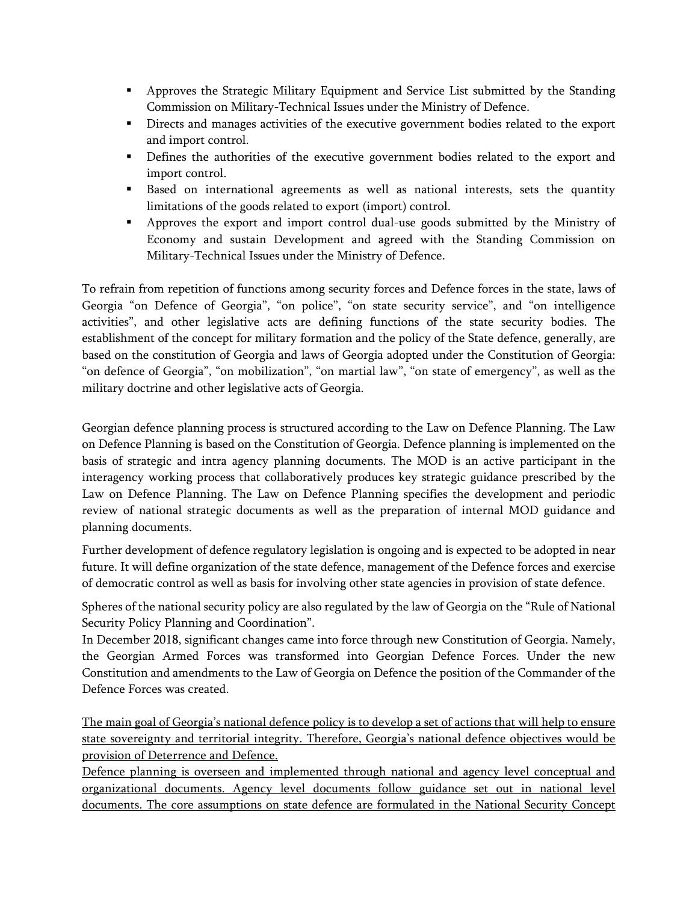- Approves the Strategic Military Equipment and Service List submitted by the Standing Commission on Military-Technical Issues under the Ministry of Defence.
- Directs and manages activities of the executive government bodies related to the export and import control.
- Defines the authorities of the executive government bodies related to the export and import control.
- Based on international agreements as well as national interests, sets the quantity limitations of the goods related to export (import) control.
- Approves the export and import control dual-use goods submitted by the Ministry of Economy and sustain Development and agreed with the Standing Commission on Military-Technical Issues under the Ministry of Defence.

To refrain from repetition of functions among security forces and Defence forces in the state, laws of Georgia "on Defence of Georgia", "on police", "on state security service", and "on intelligence activities", and other legislative acts are defining functions of the state security bodies. The establishment of the concept for military formation and the policy of the State defence, generally, are based on the constitution of Georgia and laws of Georgia adopted under the Constitution of Georgia: "on defence of Georgia", "on mobilization", "on martial law", "on state of emergency", as well as the military doctrine and other legislative acts of Georgia.

Georgian defence planning process is structured according to the Law on Defence Planning. The Law on Defence Planning is based on the Constitution of Georgia. Defence planning is implemented on the basis of strategic and intra agency planning documents. The MOD is an active participant in the interagency working process that collaboratively produces key strategic guidance prescribed by the Law on Defence Planning. The Law on Defence Planning specifies the development and periodic review of national strategic documents as well as the preparation of internal MOD guidance and planning documents.

Further development of defence regulatory legislation is ongoing and is expected to be adopted in near future. It will define organization of the state defence, management of the Defence forces and exercise of democratic control as well as basis for involving other state agencies in provision of state defence.

Spheres of the national security policy are also regulated by the law of Georgia on the "Rule of National Security Policy Planning and Coordination".
In December 2018, significant changes came into force through new Constitution of Georgia. Namely, the Georgian Armed Forces was transformed into Georgian Defence Forces. Under the new Constitution and amendments to the Law of Georgia on Defence the position of the Commander of the Defence Forces was created.

<u>The main goal of Georgia's national defence policy is to develop a set of actions that will help to ensure state sovereignty and territorial integrity. Therefore, Georgia's national defence objectives would be provision of Deterrence and Defence.</u>
<u>Defence planning is overseen and implemented through national and agency level conceptual and organizational documents. Agency level documents follow guidance set out in national level documents. The core assumptions on state defence are formulated in the National Security Concept</u>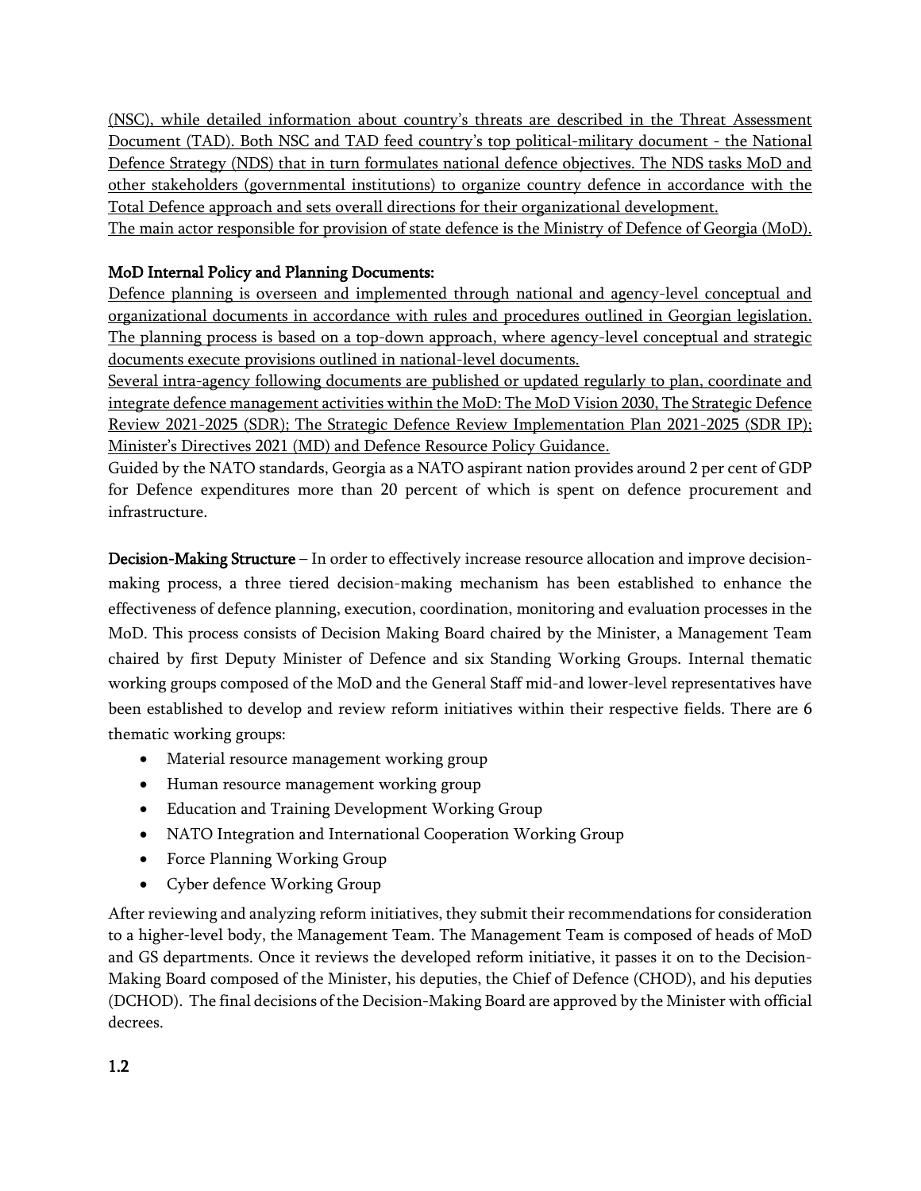(NSC), while detailed information about country's threats are described in the Threat Assessment Document (TAD). Both NSC and TAD feed country's top political-military document - the National Defence Strategy (NDS) that in turn formulates national defence objectives. The NDS tasks MoD and other stakeholders (governmental institutions) to organize country defence in accordance with the Total Defence approach and sets overall directions for their organizational development.
The main actor responsible for provision of state defence is the Ministry of Defence of Georgia (MoD).

**MoD Internal Policy and Planning Documents:**
Defence planning is overseen and implemented through national and agency-level conceptual and organizational documents in accordance with rules and procedures outlined in Georgian legislation. The planning process is based on a top-down approach, where agency-level conceptual and strategic documents execute provisions outlined in national-level documents.
Several intra-agency following documents are published or updated regularly to plan, coordinate and integrate defence management activities within the MoD: The MoD Vision 2030, The Strategic Defence Review 2021-2025 (SDR); The Strategic Defence Review Implementation Plan 2021-2025 (SDR IP); Minister's Directives 2021 (MD) and Defence Resource Policy Guidance.
Guided by the NATO standards, Georgia as a NATO aspirant nation provides around 2 per cent of GDP for Defence expenditures more than 20 percent of which is spent on defence procurement and infrastructure.

**Decision-Making Structure** – In order to effectively increase resource allocation and improve decision-making process, a three tiered decision-making mechanism has been established to enhance the effectiveness of defence planning, execution, coordination, monitoring and evaluation processes in the MoD. This process consists of Decision Making Board chaired by the Minister, a Management Team chaired by first Deputy Minister of Defence and six Standing Working Groups. Internal thematic working groups composed of the MoD and the General Staff mid-and lower-level representatives have been established to develop and review reform initiatives within their respective fields. There are 6 thematic working groups:

- Material resource management working group
- Human resource management working group
- Education and Training Development Working Group
- NATO Integration and International Cooperation Working Group
- Force Planning Working Group
- Cyber defence Working Group

After reviewing and analyzing reform initiatives, they submit their recommendations for consideration to a higher-level body, the Management Team. The Management Team is composed of heads of MoD and GS departments. Once it reviews the developed reform initiative, it passes it on to the Decision-Making Board composed of the Minister, his deputies, the Chief of Defence (CHOD), and his deputies (DCHOD). The final decisions of the Decision-Making Board are approved by the Minister with official decrees.

**1.2**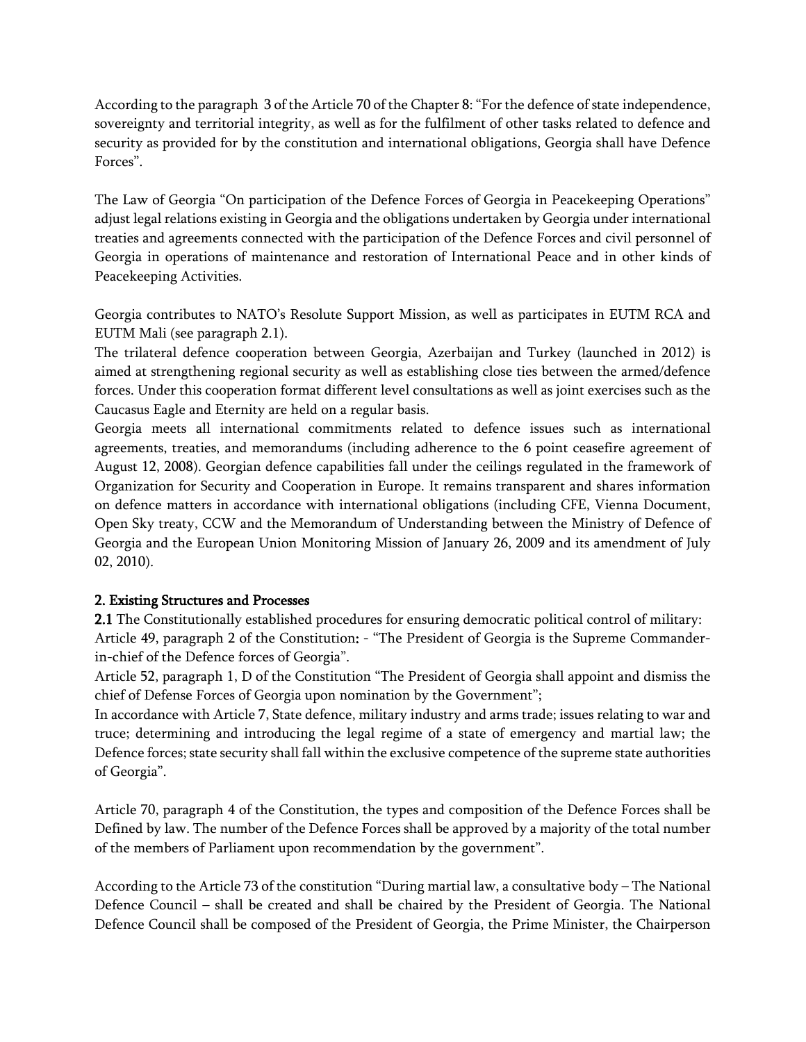According to the paragraph 3 of the Article 70 of the Chapter 8: "For the defence of state independence, sovereignty and territorial integrity, as well as for the fulfilment of other tasks related to defence and security as provided for by the constitution and international obligations, Georgia shall have Defence Forces".

The Law of Georgia "On participation of the Defence Forces of Georgia in Peacekeeping Operations" adjust legal relations existing in Georgia and the obligations undertaken by Georgia under international treaties and agreements connected with the participation of the Defence Forces and civil personnel of Georgia in operations of maintenance and restoration of International Peace and in other kinds of Peacekeeping Activities.

Georgia contributes to NATO's Resolute Support Mission, as well as participates in EUTM RCA and EUTM Mali (see paragraph 2.1).

The trilateral defence cooperation between Georgia, Azerbaijan and Turkey (launched in 2012) is aimed at strengthening regional security as well as establishing close ties between the armed/defence forces. Under this cooperation format different level consultations as well as joint exercises such as the Caucasus Eagle and Eternity are held on a regular basis.

Georgia meets all international commitments related to defence issues such as international agreements, treaties, and memorandums (including adherence to the 6 point ceasefire agreement of August 12, 2008). Georgian defence capabilities fall under the ceilings regulated in the framework of Organization for Security and Cooperation in Europe. It remains transparent and shares information on defence matters in accordance with international obligations (including CFE, Vienna Document, Open Sky treaty, CCW and the Memorandum of Understanding between the Ministry of Defence of Georgia and the European Union Monitoring Mission of January 26, 2009 and its amendment of July 02, 2010).

## 2. Existing Structures and Processes

**2.1** The Constitutionally established procedures for ensuring democratic political control of military:

Article 49, paragraph 2 of the Constitution: - "The President of Georgia is the Supreme Commander-in-chief of the Defence forces of Georgia".

Article 52, paragraph 1, D of the Constitution "The President of Georgia shall appoint and dismiss the chief of Defense Forces of Georgia upon nomination by the Government";

In accordance with Article 7, State defence, military industry and arms trade; issues relating to war and truce; determining and introducing the legal regime of a state of emergency and martial law; the Defence forces; state security shall fall within the exclusive competence of the supreme state authorities of Georgia".

Article 70, paragraph 4 of the Constitution, the types and composition of the Defence Forces shall be Defined by law. The number of the Defence Forces shall be approved by a majority of the total number of the members of Parliament upon recommendation by the government".

According to the Article 73 of the constitution "During martial law, a consultative body – The National Defence Council – shall be created and shall be chaired by the President of Georgia. The National Defence Council shall be composed of the President of Georgia, the Prime Minister, the Chairperson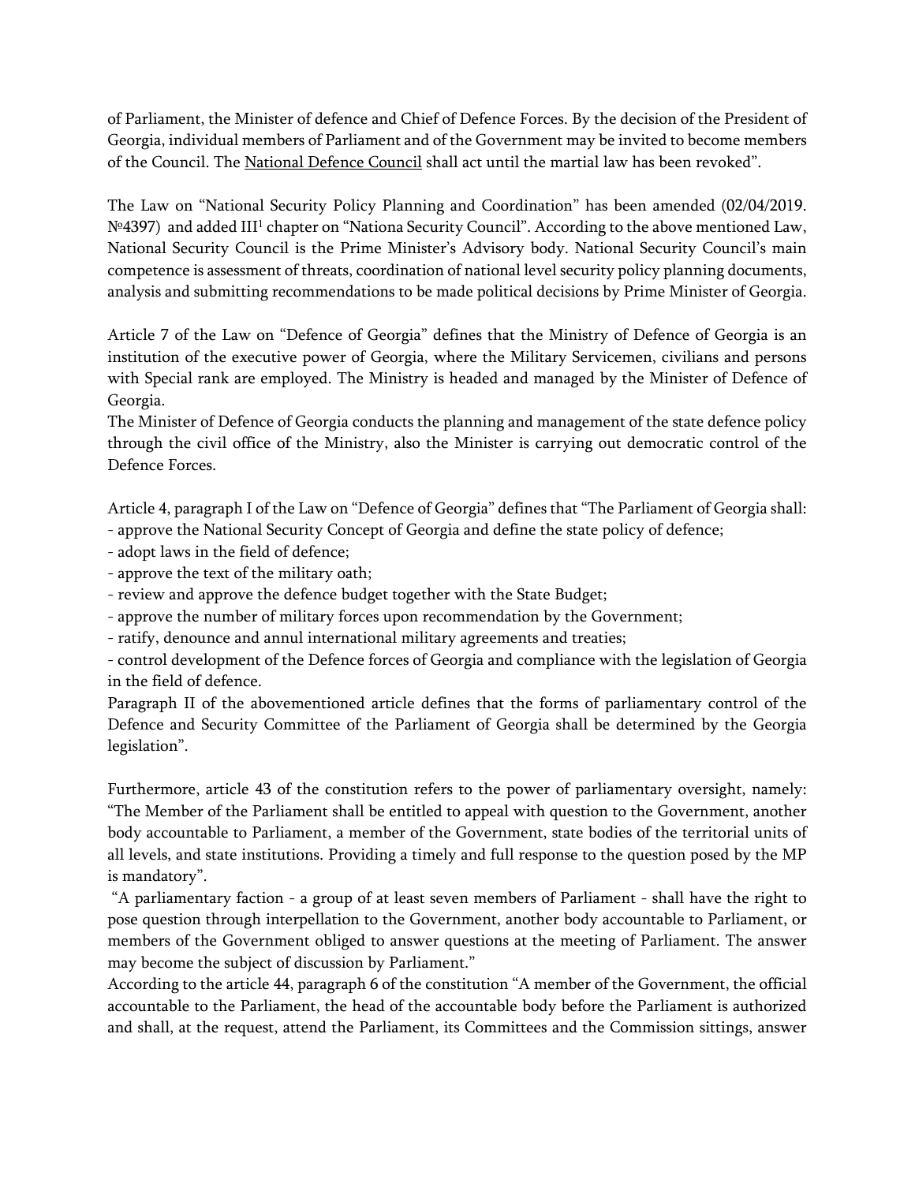of Parliament, the Minister of defence and Chief of Defence Forces. By the decision of the President of Georgia, individual members of Parliament and of the Government may be invited to become members of the Council. The National Defence Council shall act until the martial law has been revoked".

The Law on "National Security Policy Planning and Coordination" has been amended (02/04/2019. №4397) and added III[1] chapter on "Nationa Security Council". According to the above mentioned Law, National Security Council is the Prime Minister's Advisory body. National Security Council's main competence is assessment of threats, coordination of national level security policy planning documents, analysis and submitting recommendations to be made political decisions by Prime Minister of Georgia.

Article 7 of the Law on "Defence of Georgia" defines that the Ministry of Defence of Georgia is an institution of the executive power of Georgia, where the Military Servicemen, civilians and persons with Special rank are employed. The Ministry is headed and managed by the Minister of Defence of Georgia.
The Minister of Defence of Georgia conducts the planning and management of the state defence policy through the civil office of the Ministry, also the Minister is carrying out democratic control of the Defence Forces.

Article 4, paragraph I of the Law on "Defence of Georgia" defines that "The Parliament of Georgia shall:
- approve the National Security Concept of Georgia and define the state policy of defence;
- adopt laws in the field of defence;
- approve the text of the military oath;
- review and approve the defence budget together with the State Budget;
- approve the number of military forces upon recommendation by the Government;
- ratify, denounce and annul international military agreements and treaties;
- control development of the Defence forces of Georgia and compliance with the legislation of Georgia in the field of defence.

Paragraph II of the abovementioned article defines that the forms of parliamentary control of the Defence and Security Committee of the Parliament of Georgia shall be determined by the Georgia legislation".

Furthermore, article 43 of the constitution refers to the power of parliamentary oversight, namely: "The Member of the Parliament shall be entitled to appeal with question to the Government, another body accountable to Parliament, a member of the Government, state bodies of the territorial units of all levels, and state institutions. Providing a timely and full response to the question posed by the MP is mandatory".

"A parliamentary faction - a group of at least seven members of Parliament - shall have the right to pose question through interpellation to the Government, another body accountable to Parliament, or members of the Government obliged to answer questions at the meeting of Parliament. The answer may become the subject of discussion by Parliament."

According to the article 44, paragraph 6 of the constitution "A member of the Government, the official accountable to the Parliament, the head of the accountable body before the Parliament is authorized and shall, at the request, attend the Parliament, its Committees and the Commission sittings, answer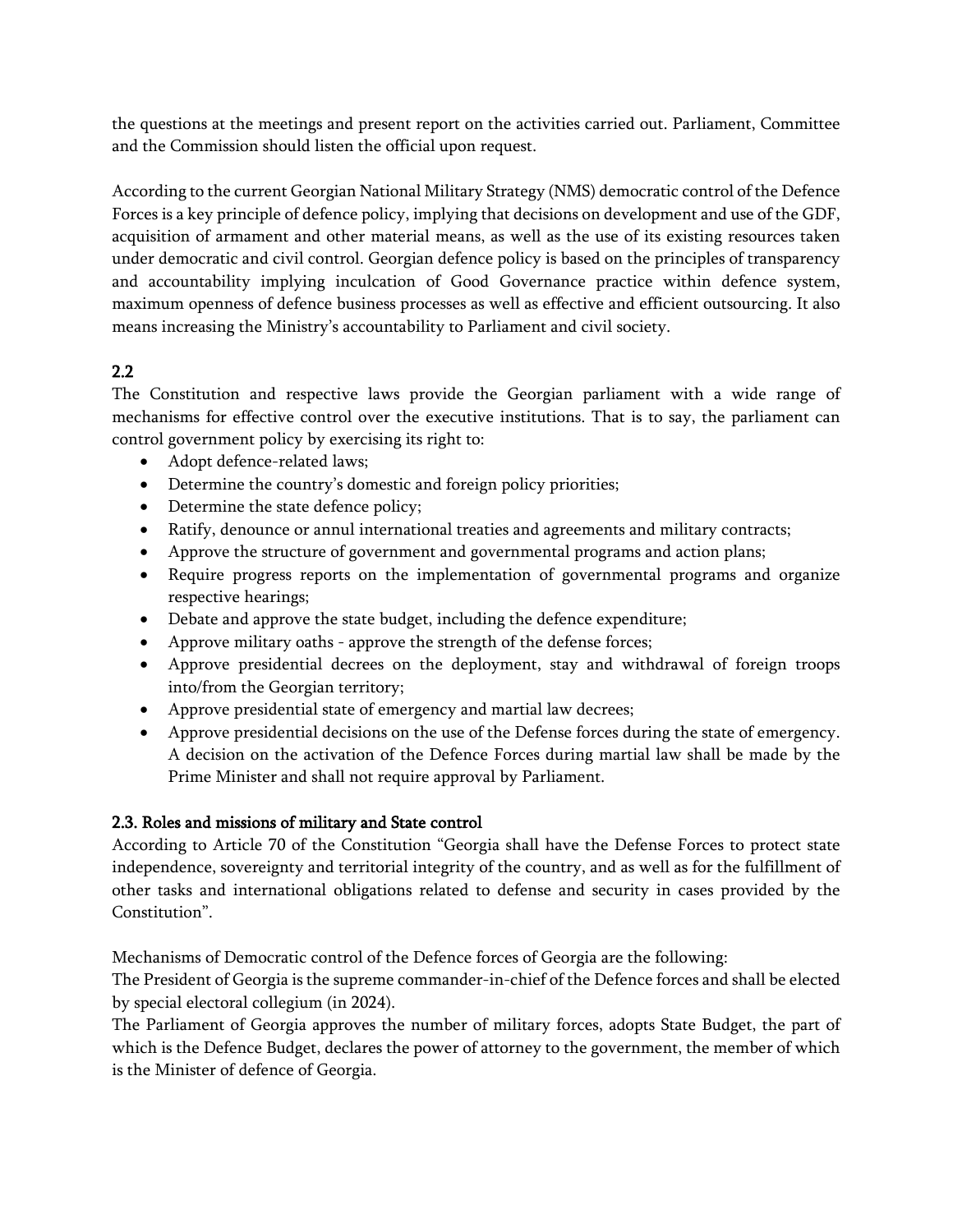the questions at the meetings and present report on the activities carried out. Parliament, Committee and the Commission should listen the official upon request.

According to the current Georgian National Military Strategy (NMS) democratic control of the Defence Forces is a key principle of defence policy, implying that decisions on development and use of the GDF, acquisition of armament and other material means, as well as the use of its existing resources taken under democratic and civil control. Georgian defence policy is based on the principles of transparency and accountability implying inculcation of Good Governance practice within defence system, maximum openness of defence business processes as well as effective and efficient outsourcing. It also means increasing the Ministry's accountability to Parliament and civil society.

## 2.2

The Constitution and respective laws provide the Georgian parliament with a wide range of mechanisms for effective control over the executive institutions. That is to say, the parliament can control government policy by exercising its right to:

- Adopt defence-related laws;
- Determine the country's domestic and foreign policy priorities;
- Determine the state defence policy;
- Ratify, denounce or annul international treaties and agreements and military contracts;
- Approve the structure of government and governmental programs and action plans;
- Require progress reports on the implementation of governmental programs and organize respective hearings;
- Debate and approve the state budget, including the defence expenditure;
- Approve military oaths - approve the strength of the defense forces;
- Approve presidential decrees on the deployment, stay and withdrawal of foreign troops into/from the Georgian territory;
- Approve presidential state of emergency and martial law decrees;
- Approve presidential decisions on the use of the Defense forces during the state of emergency. A decision on the activation of the Defence Forces during martial law shall be made by the Prime Minister and shall not require approval by Parliament.

## 2.3. Roles and missions of military and State control

According to Article 70 of the Constitution "Georgia shall have the Defense Forces to protect state independence, sovereignty and territorial integrity of the country, and as well as for the fulfillment of other tasks and international obligations related to defense and security in cases provided by the Constitution".

Mechanisms of Democratic control of the Defence forces of Georgia are the following:

The President of Georgia is the supreme commander-in-chief of the Defence forces and shall be elected by special electoral collegium (in 2024).

The Parliament of Georgia approves the number of military forces, adopts State Budget, the part of which is the Defence Budget, declares the power of attorney to the government, the member of which is the Minister of defence of Georgia.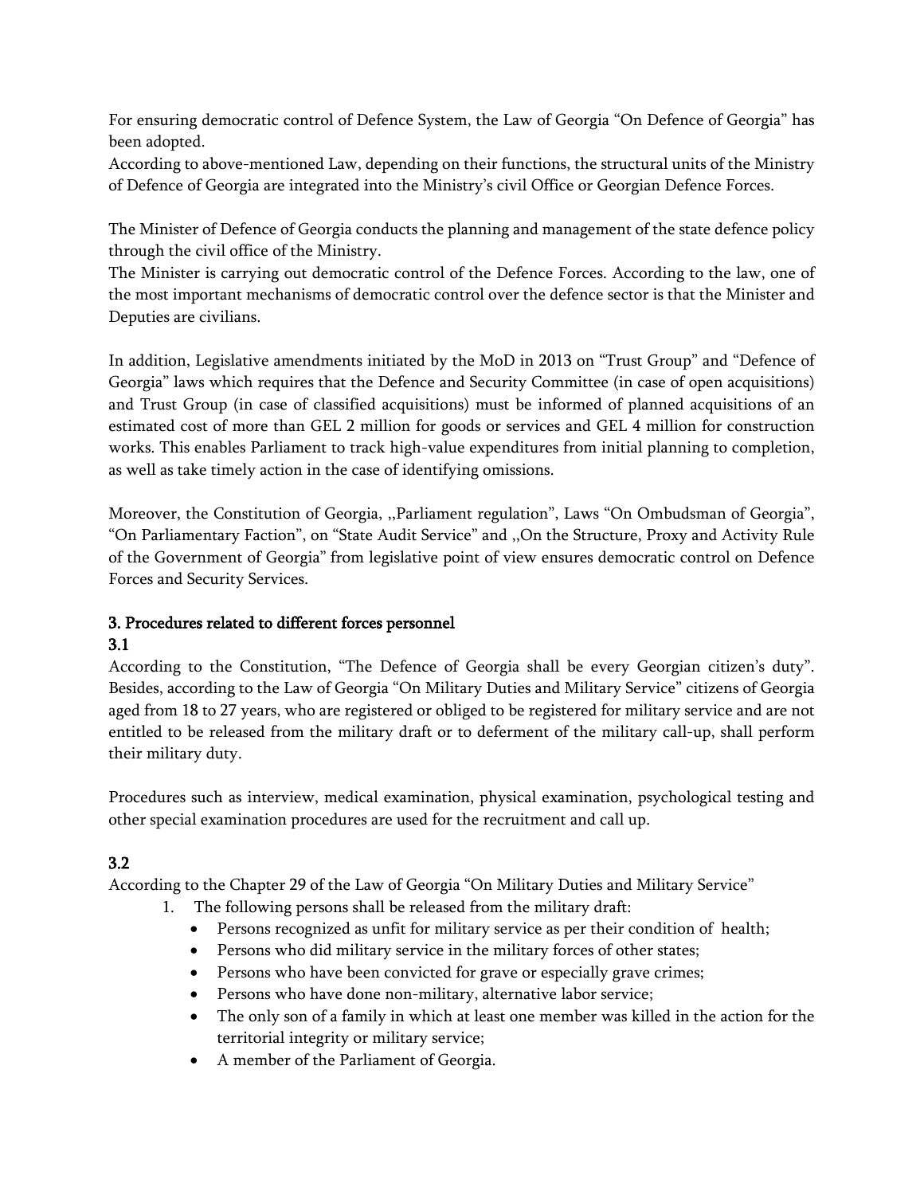For ensuring democratic control of Defence System, the Law of Georgia "On Defence of Georgia" has been adopted.

According to above-mentioned Law, depending on their functions, the structural units of the Ministry of Defence of Georgia are integrated into the Ministry's civil Office or Georgian Defence Forces.

The Minister of Defence of Georgia conducts the planning and management of the state defence policy through the civil office of the Ministry.

The Minister is carrying out democratic control of the Defence Forces. According to the law, one of the most important mechanisms of democratic control over the defence sector is that the Minister and Deputies are civilians.

In addition, Legislative amendments initiated by the MoD in 2013 on "Trust Group" and "Defence of Georgia" laws which requires that the Defence and Security Committee (in case of open acquisitions) and Trust Group (in case of classified acquisitions) must be informed of planned acquisitions of an estimated cost of more than GEL 2 million for goods or services and GEL 4 million for construction works. This enables Parliament to track high-value expenditures from initial planning to completion, as well as take timely action in the case of identifying omissions.

Moreover, the Constitution of Georgia, ,,Parliament regulation", Laws "On Ombudsman of Georgia", "On Parliamentary Faction", on "State Audit Service" and ,,On the Structure, Proxy and Activity Rule of the Government of Georgia" from legislative point of view ensures democratic control on Defence Forces and Security Services.

## 3. Procedures related to different forces personnel

### 3.1

According to the Constitution, "The Defence of Georgia shall be every Georgian citizen's duty". Besides, according to the Law of Georgia "On Military Duties and Military Service" citizens of Georgia aged from 18 to 27 years, who are registered or obliged to be registered for military service and are not entitled to be released from the military draft or to deferment of the military call-up, shall perform their military duty.

Procedures such as interview, medical examination, physical examination, psychological testing and other special examination procedures are used for the recruitment and call up.

### 3.2

According to the Chapter 29 of the Law of Georgia "On Military Duties and Military Service"

1. The following persons shall be released from the military draft:
    - Persons recognized as unfit for military service as per their condition of health;
    - Persons who did military service in the military forces of other states;
    - Persons who have been convicted for grave or especially grave crimes;
    - Persons who have done non-military, alternative labor service;
    - The only son of a family in which at least one member was killed in the action for the territorial integrity or military service;
    - A member of the Parliament of Georgia.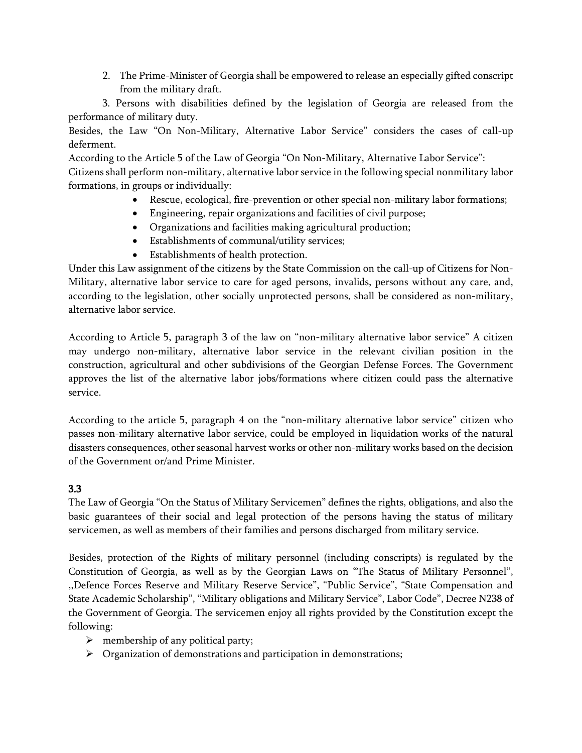2. The Prime-Minister of Georgia shall be empowered to release an especially gifted conscript from the military draft.

3. Persons with disabilities defined by the legislation of Georgia are released from the performance of military duty.

Besides, the Law "On Non-Military, Alternative Labor Service" considers the cases of call-up deferment.

According to the Article 5 of the Law of Georgia "On Non-Military, Alternative Labor Service":

Citizens shall perform non-military, alternative labor service in the following special nonmilitary labor formations, in groups or individually:

- Rescue, ecological, fire-prevention or other special non-military labor formations;
- Engineering, repair organizations and facilities of civil purpose;
- Organizations and facilities making agricultural production;
- Establishments of communal/utility services;
- Establishments of health protection.

Under this Law assignment of the citizens by the State Commission on the call-up of Citizens for Non-Military, alternative labor service to care for aged persons, invalids, persons without any care, and, according to the legislation, other socially unprotected persons, shall be considered as non-military, alternative labor service.

According to Article 5, paragraph 3 of the law on "non-military alternative labor service" A citizen may undergo non-military, alternative labor service in the relevant civilian position in the construction, agricultural and other subdivisions of the Georgian Defense Forces. The Government approves the list of the alternative labor jobs/formations where citizen could pass the alternative service.

According to the article 5, paragraph 4 on the "non-military alternative labor service" citizen who passes non-military alternative labor service, could be employed in liquidation works of the natural disasters consequences, other seasonal harvest works or other non-military works based on the decision of the Government or/and Prime Minister.

**3.3**

The Law of Georgia "On the Status of Military Servicemen" defines the rights, obligations, and also the basic guarantees of their social and legal protection of the persons having the status of military servicemen, as well as members of their families and persons discharged from military service.

Besides, protection of the Rights of military personnel (including conscripts) is regulated by the Constitution of Georgia, as well as by the Georgian Laws on "The Status of Military Personnel", ,,Defence Forces Reserve and Military Reserve Service", "Public Service", "State Compensation and State Academic Scholarship", "Military obligations and Military Service", Labor Code", Decree N238 of the Government of Georgia. The servicemen enjoy all rights provided by the Constitution except the following:

- membership of any political party;
- Organization of demonstrations and participation in demonstrations;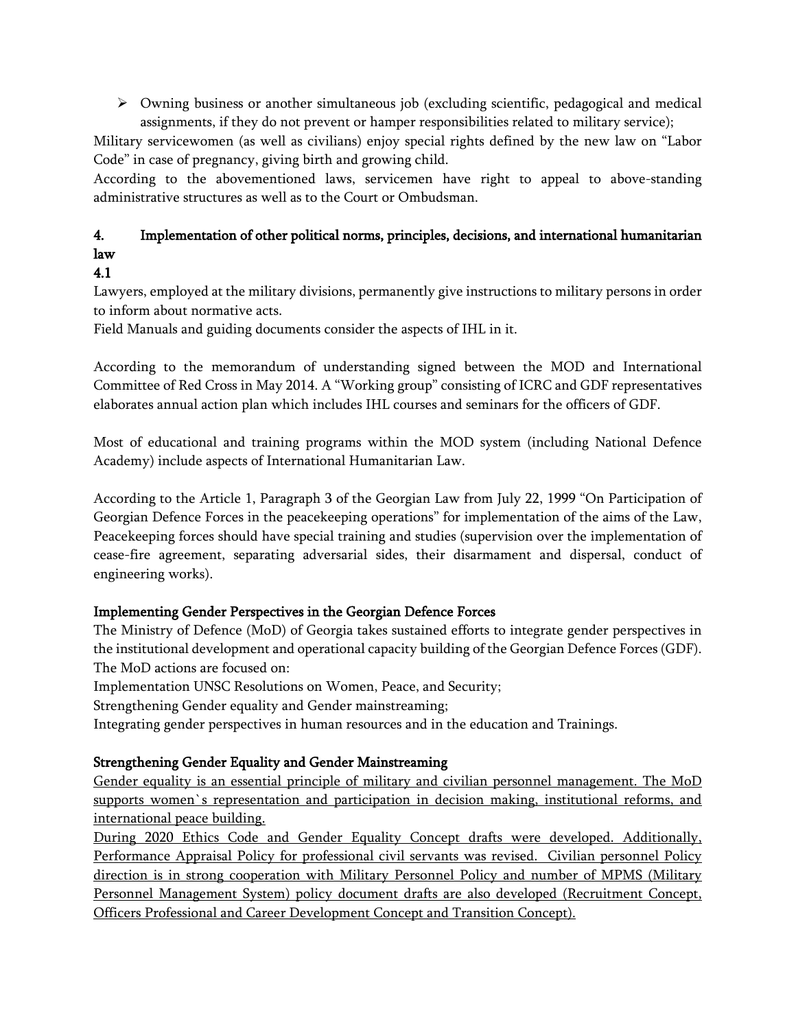- Owning business or another simultaneous job (excluding scientific, pedagogical and medical assignments, if they do not prevent or hamper responsibilities related to military service);

Military servicewomen (as well as civilians) enjoy special rights defined by the new law on "Labor Code" in case of pregnancy, giving birth and growing child.

According to the abovementioned laws, servicemen have right to appeal to above-standing administrative structures as well as to the Court or Ombudsman.

## 4. Implementation of other political norms, principles, decisions, and international humanitarian law

### 4.1

Lawyers, employed at the military divisions, permanently give instructions to military persons in order to inform about normative acts.

Field Manuals and guiding documents consider the aspects of IHL in it.

According to the memorandum of understanding signed between the MOD and International Committee of Red Cross in May 2014. A "Working group" consisting of ICRC and GDF representatives elaborates annual action plan which includes IHL courses and seminars for the officers of GDF.

Most of educational and training programs within the MOD system (including National Defence Academy) include aspects of International Humanitarian Law.

According to the Article 1, Paragraph 3 of the Georgian Law from July 22, 1999 "On Participation of Georgian Defence Forces in the peacekeeping operations" for implementation of the aims of the Law, Peacekeeping forces should have special training and studies (supervision over the implementation of cease-fire agreement, separating adversarial sides, their disarmament and dispersal, conduct of engineering works).

### Implementing Gender Perspectives in the Georgian Defence Forces

The Ministry of Defence (MoD) of Georgia takes sustained efforts to integrate gender perspectives in the institutional development and operational capacity building of the Georgian Defence Forces (GDF). The MoD actions are focused on:

Implementation UNSC Resolutions on Women, Peace, and Security;

Strengthening Gender equality and Gender mainstreaming;

Integrating gender perspectives in human resources and in the education and Trainings.

### Strengthening Gender Equality and Gender Mainstreaming

Gender equality is an essential principle of military and civilian personnel management. The MoD supports women`s representation and participation in decision making, institutional reforms, and international peace building.

During 2020 Ethics Code and Gender Equality Concept drafts were developed. Additionally, Performance Appraisal Policy for professional civil servants was revised. Civilian personnel Policy direction is in strong cooperation with Military Personnel Policy and number of MPMS (Military Personnel Management System) policy document drafts are also developed (Recruitment Concept, Officers Professional and Career Development Concept and Transition Concept).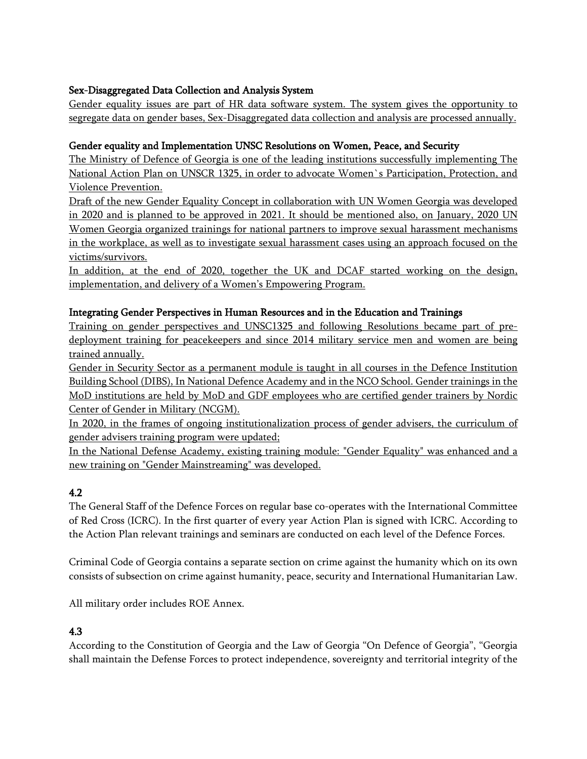### Sex-Disaggregated Data Collection and Analysis System

Gender equality issues are part of HR data software system. The system gives the opportunity to segregate data on gender bases, Sex-Disaggregated data collection and analysis are processed annually.

### Gender equality and Implementation UNSC Resolutions on Women, Peace, and Security

The Ministry of Defence of Georgia is one of the leading institutions successfully implementing The National Action Plan on UNSCR 1325, in order to advocate Women`s Participation, Protection, and Violence Prevention.

Draft of the new Gender Equality Concept in collaboration with UN Women Georgia was developed in 2020 and is planned to be approved in 2021. It should be mentioned also, on January, 2020 UN Women Georgia organized trainings for national partners to improve sexual harassment mechanisms in the workplace, as well as to investigate sexual harassment cases using an approach focused on the victims/survivors.

In addition, at the end of 2020, together the UK and DCAF started working on the design, implementation, and delivery of a Women's Empowering Program.

### Integrating Gender Perspectives in Human Resources and in the Education and Trainings

Training on gender perspectives and UNSC1325 and following Resolutions became part of pre-deployment training for peacekeepers and since 2014 military service men and women are being trained annually.

Gender in Security Sector as a permanent module is taught in all courses in the Defence Institution Building School (DIBS), In National Defence Academy and in the NCO School. Gender trainings in the MoD institutions are held by MoD and GDF employees who are certified gender trainers by Nordic Center of Gender in Military (NCGM).

In 2020, in the frames of ongoing institutionalization process of gender advisers, the curriculum of gender advisers training program were updated;

In the National Defense Academy, existing training module: "Gender Equality" was enhanced and a new training on "Gender Mainstreaming" was developed.

### 4.2

The General Staff of the Defence Forces on regular base co-operates with the International Committee of Red Cross (ICRC). In the first quarter of every year Action Plan is signed with ICRC. According to the Action Plan relevant trainings and seminars are conducted on each level of the Defence Forces.

Criminal Code of Georgia contains a separate section on crime against the humanity which on its own consists of subsection on crime against humanity, peace, security and International Humanitarian Law.

All military order includes ROE Annex.

### 4.3

According to the Constitution of Georgia and the Law of Georgia "On Defence of Georgia", "Georgia shall maintain the Defense Forces to protect independence, sovereignty and territorial integrity of the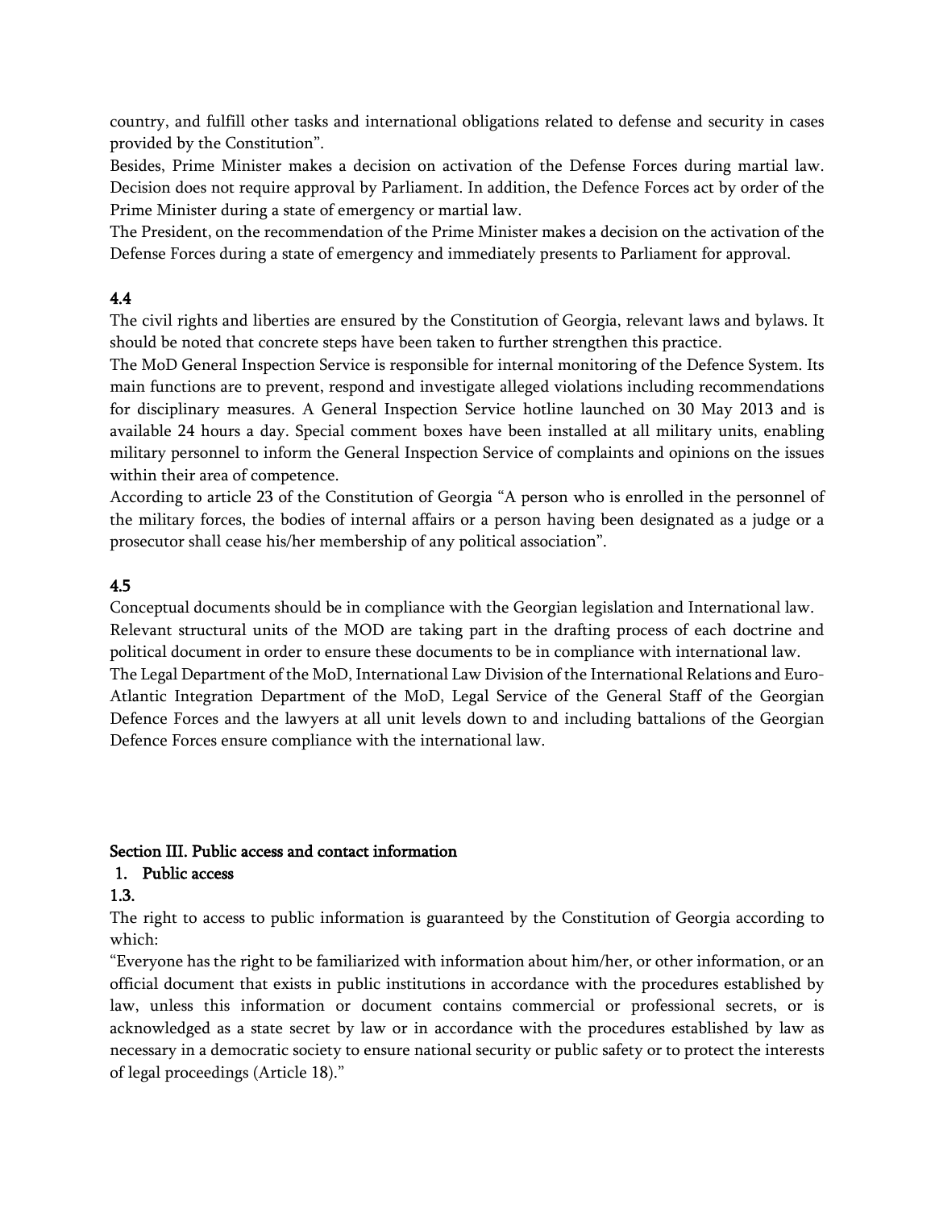country, and fulfill other tasks and international obligations related to defense and security in cases provided by the Constitution".

Besides, Prime Minister makes a decision on activation of the Defense Forces during martial law. Decision does not require approval by Parliament. In addition, the Defence Forces act by order of the Prime Minister during a state of emergency or martial law.

The President, on the recommendation of the Prime Minister makes a decision on the activation of the Defense Forces during a state of emergency and immediately presents to Parliament for approval.

**4.4**

The civil rights and liberties are ensured by the Constitution of Georgia, relevant laws and bylaws. It should be noted that concrete steps have been taken to further strengthen this practice.

The MoD General Inspection Service is responsible for internal monitoring of the Defence System. Its main functions are to prevent, respond and investigate alleged violations including recommendations for disciplinary measures. A General Inspection Service hotline launched on 30 May 2013 and is available 24 hours a day. Special comment boxes have been installed at all military units, enabling military personnel to inform the General Inspection Service of complaints and opinions on the issues within their area of competence.

According to article 23 of the Constitution of Georgia "A person who is enrolled in the personnel of the military forces, the bodies of internal affairs or a person having been designated as a judge or a prosecutor shall cease his/her membership of any political association".

**4.5**

Conceptual documents should be in compliance with the Georgian legislation and International law.

Relevant structural units of the MOD are taking part in the drafting process of each doctrine and political document in order to ensure these documents to be in compliance with international law.

The Legal Department of the MoD, International Law Division of the International Relations and Euro-Atlantic Integration Department of the MoD, Legal Service of the General Staff of the Georgian Defence Forces and the lawyers at all unit levels down to and including battalions of the Georgian Defence Forces ensure compliance with the international law.

## Section III. Public access and contact information

### 1. Public access

**1.3.**

The right to access to public information is guaranteed by the Constitution of Georgia according to which:

"Everyone has the right to be familiarized with information about him/her, or other information, or an official document that exists in public institutions in accordance with the procedures established by law, unless this information or document contains commercial or professional secrets, or is acknowledged as a state secret by law or in accordance with the procedures established by law as necessary in a democratic society to ensure national security or public safety or to protect the interests of legal proceedings (Article 18)."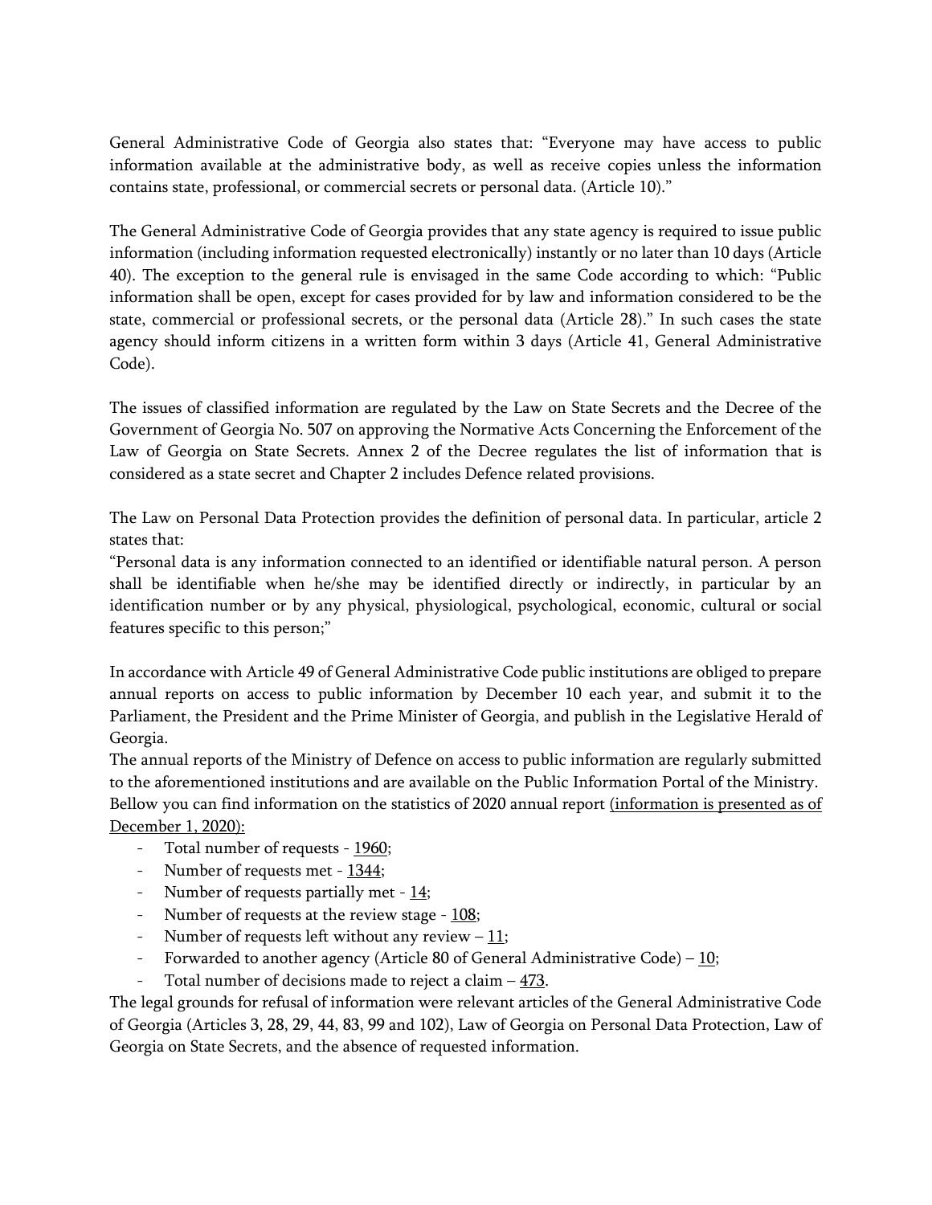General Administrative Code of Georgia also states that: "Everyone may have access to public information available at the administrative body, as well as receive copies unless the information contains state, professional, or commercial secrets or personal data. (Article 10)."

The General Administrative Code of Georgia provides that any state agency is required to issue public information (including information requested electronically) instantly or no later than 10 days (Article 40). The exception to the general rule is envisaged in the same Code according to which: "Public information shall be open, except for cases provided for by law and information considered to be the state, commercial or professional secrets, or the personal data (Article 28)." In such cases the state agency should inform citizens in a written form within 3 days (Article 41, General Administrative Code).

The issues of classified information are regulated by the Law on State Secrets and the Decree of the Government of Georgia No. 507 on approving the Normative Acts Concerning the Enforcement of the Law of Georgia on State Secrets. Annex 2 of the Decree regulates the list of information that is considered as a state secret and Chapter 2 includes Defence related provisions.

The Law on Personal Data Protection provides the definition of personal data. In particular, article 2 states that:
"Personal data is any information connected to an identified or identifiable natural person. A person shall be identifiable when he/she may be identified directly or indirectly, in particular by an identification number or by any physical, physiological, psychological, economic, cultural or social features specific to this person;"

In accordance with Article 49 of General Administrative Code public institutions are obliged to prepare annual reports on access to public information by December 10 each year, and submit it to the Parliament, the President and the Prime Minister of Georgia, and publish in the Legislative Herald of Georgia.
The annual reports of the Ministry of Defence on access to public information are regularly submitted to the aforementioned institutions and are available on the Public Information Portal of the Ministry.
Bellow you can find information on the statistics of 2020 annual report <u>(information is presented as of December 1, 2020):</u>

- Total number of requests - <u>1960</u>;
- Number of requests met - <u>1344</u>;
- Number of requests partially met - <u>14</u>;
- Number of requests at the review stage - <u>108</u>;
- Number of requests left without any review – <u>11</u>;
- Forwarded to another agency (Article 80 of General Administrative Code) – <u>10</u>;
- Total number of decisions made to reject a claim – <u>473</u>.

The legal grounds for refusal of information were relevant articles of the General Administrative Code of Georgia (Articles 3, 28, 29, 44, 83, 99 and 102), Law of Georgia on Personal Data Protection, Law of Georgia on State Secrets, and the absence of requested information.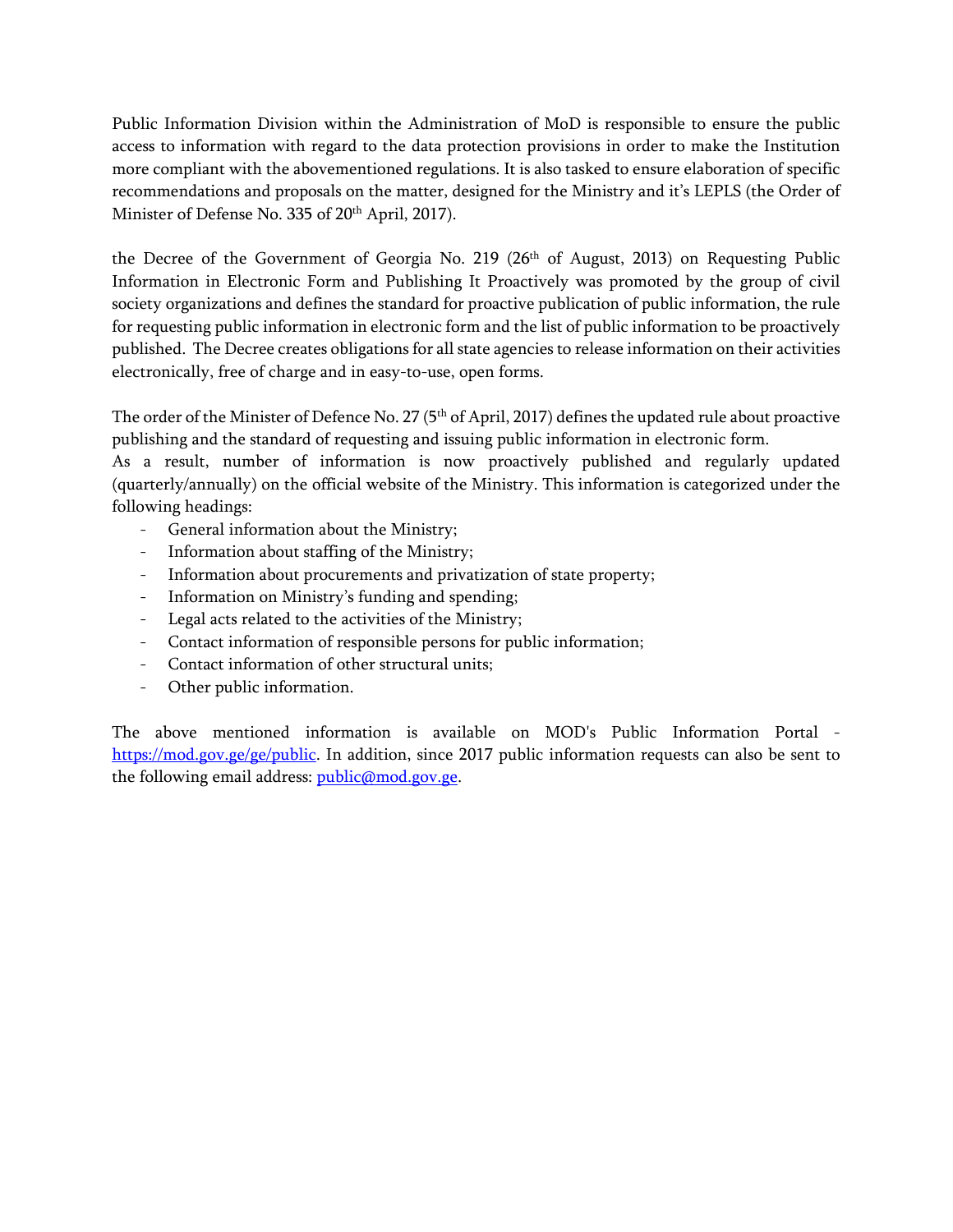Public Information Division within the Administration of MoD is responsible to ensure the public access to information with regard to the data protection provisions in order to make the Institution more compliant with the abovementioned regulations. It is also tasked to ensure elaboration of specific recommendations and proposals on the matter, designed for the Ministry and it's LEPLS (the Order of Minister of Defense No. 335 of 20th April, 2017).

the Decree of the Government of Georgia No. 219 (26th of August, 2013) on Requesting Public Information in Electronic Form and Publishing It Proactively was promoted by the group of civil society organizations and defines the standard for proactive publication of public information, the rule for requesting public information in electronic form and the list of public information to be proactively published. The Decree creates obligations for all state agencies to release information on their activities electronically, free of charge and in easy-to-use, open forms.

The order of the Minister of Defence No. 27 (5th of April, 2017) defines the updated rule about proactive publishing and the standard of requesting and issuing public information in electronic form.
As a result, number of information is now proactively published and regularly updated (quarterly/annually) on the official website of the Ministry. This information is categorized under the following headings:

- General information about the Ministry;
- Information about staffing of the Ministry;
- Information about procurements and privatization of state property;
- Information on Ministry's funding and spending;
- Legal acts related to the activities of the Ministry;
- Contact information of responsible persons for public information;
- Contact information of other structural units;
- Other public information.

The above mentioned information is available on MOD's Public Information Portal - https://mod.gov.ge/ge/public. In addition, since 2017 public information requests can also be sent to the following email address: public@mod.gov.ge.